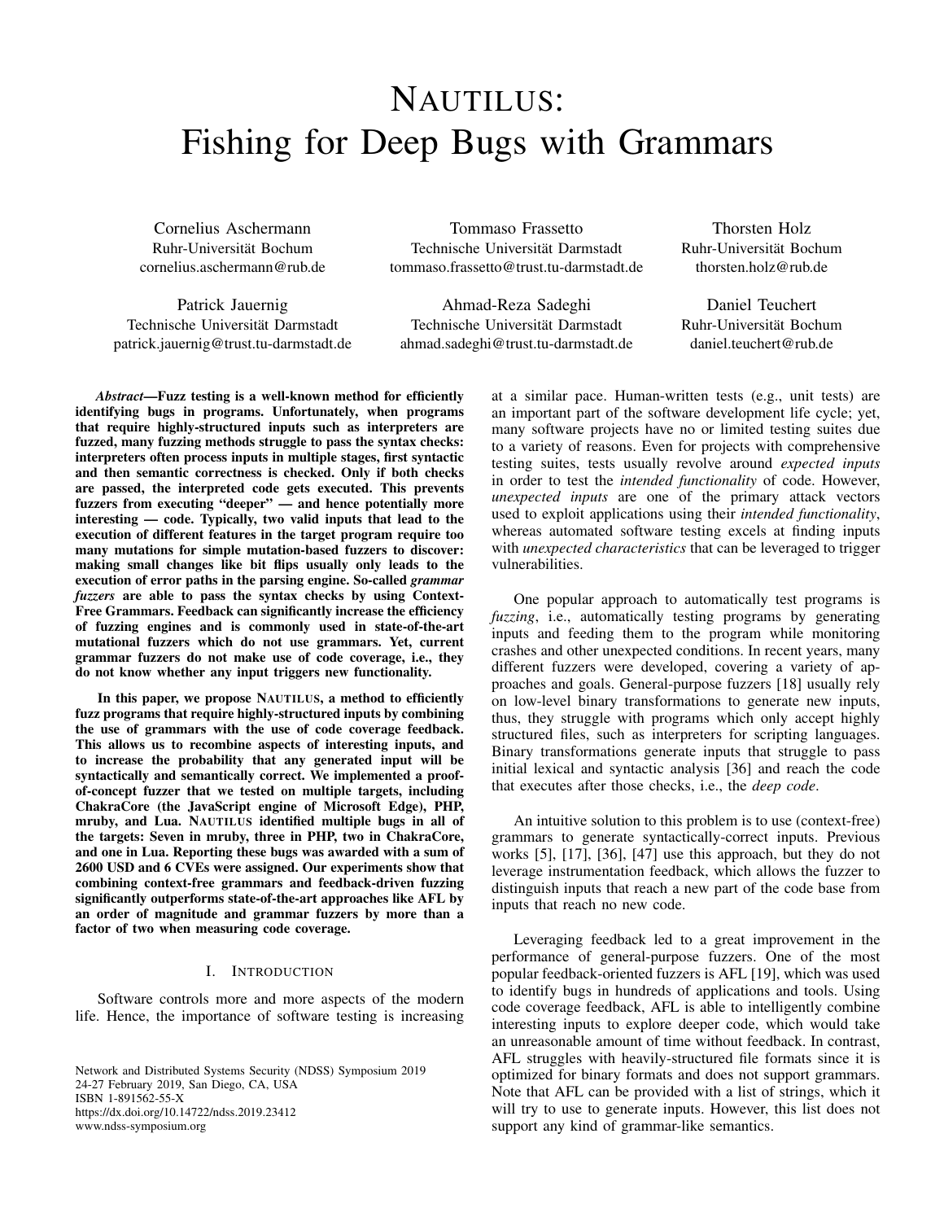# NAUTILUS: Fishing for Deep Bugs with Grammars

Cornelius Aschermann
Ruhr-Universität Bochum
cornelius.aschermann@rub.de

Tommaso Frassetto
Technische Universität Darmstadt
tommaso.frassetto@trust.tu-darmstadt.de

Thorsten Holz
Ruhr-Universität Bochum
thorsten.holz@rub.de

Patrick Jauernig
Technische Universität Darmstadt
patrick.jauernig@trust.tu-darmstadt.de

Ahmad-Reza Sadeghi
Technische Universität Darmstadt
ahmad.sadeghi@trust.tu-darmstadt.de

Daniel Teuchert
Ruhr-Universität Bochum
daniel.teuchert@rub.de

***Abstract*—Fuzz testing is a well-known method for efficiently identifying bugs in programs. Unfortunately, when programs that require highly-structured inputs such as interpreters are fuzzed, many fuzzing methods struggle to pass the syntax checks: interpreters often process inputs in multiple stages, first syntactic and then semantic correctness is checked. Only if both checks are passed, the interpreted code gets executed. This prevents fuzzers from executing "deeper" — and hence potentially more interesting — code. Typically, two valid inputs that lead to the execution of different features in the target program require too many mutations for simple mutation-based fuzzers to discover: making small changes like bit flips usually only leads to the execution of error paths in the parsing engine. So-called *grammar fuzzers* are able to pass the syntax checks by using Context-Free Grammars. Feedback can significantly increase the efficiency of fuzzing engines and is commonly used in state-of-the-art mutational fuzzers which do not use grammars. Yet, current grammar fuzzers do not make use of code coverage, i.e., they do not know whether any input triggers new functionality.**

**In this paper, we propose NAUTILUS, a method to efficiently fuzz programs that require highly-structured inputs by combining the use of grammars with the use of code coverage feedback. This allows us to recombine aspects of interesting inputs, and to increase the probability that any generated input will be syntactically and semantically correct. We implemented a proof-of-concept fuzzer that we tested on multiple targets, including ChakraCore (the JavaScript engine of Microsoft Edge), PHP, mruby, and Lua. NAUTILUS identified multiple bugs in all of the targets: Seven in mruby, three in PHP, two in ChakraCore, and one in Lua. Reporting these bugs was awarded with a sum of 2600 USD and 6 CVEs were assigned. Our experiments show that combining context-free grammars and feedback-driven fuzzing significantly outperforms state-of-the-art approaches like AFL by an order of magnitude and grammar fuzzers by more than a factor of two when measuring code coverage.**

## I. INTRODUCTION

Software controls more and more aspects of the modern life. Hence, the importance of software testing is increasing at a similar pace. Human-written tests (e.g., unit tests) are an important part of the software development life cycle; yet, many software projects have no or limited testing suites due to a variety of reasons. Even for projects with comprehensive testing suites, tests usually revolve around *expected inputs* in order to test the *intended functionality* of code. However, *unexpected inputs* are one of the primary attack vectors used to exploit applications using their *intended functionality*, whereas automated software testing excels at finding inputs with *unexpected characteristics* that can be leveraged to trigger vulnerabilities.

One popular approach to automatically test programs is *fuzzing*, i.e., automatically testing programs by generating inputs and feeding them to the program while monitoring crashes and other unexpected conditions. In recent years, many different fuzzers were developed, covering a variety of approaches and goals. General-purpose fuzzers [18] usually rely on low-level binary transformations to generate new inputs, thus, they struggle with programs which only accept highly structured files, such as interpreters for scripting languages. Binary transformations generate inputs that struggle to pass initial lexical and syntactic analysis [36] and reach the code that executes after those checks, i.e., the *deep code*.

An intuitive solution to this problem is to use (context-free) grammars to generate syntactically-correct inputs. Previous works [5], [17], [36], [47] use this approach, but they do not leverage instrumentation feedback, which allows the fuzzer to distinguish inputs that reach a new part of the code base from inputs that reach no new code.

Leveraging feedback led to a great improvement in the performance of general-purpose fuzzers. One of the most popular feedback-oriented fuzzers is AFL [19], which was used to identify bugs in hundreds of applications and tools. Using code coverage feedback, AFL is able to intelligently combine interesting inputs to explore deeper code, which would take an unreasonable amount of time without feedback. In contrast, AFL struggles with heavily-structured file formats since it is optimized for binary formats and does not support grammars. Note that AFL can be provided with a list of strings, which it will try to use to generate inputs. However, this list does not support any kind of grammar-like semantics.

Network and Distributed Systems Security (NDSS) Symposium 2019
24-27 February 2019, San Diego, CA, USA
ISBN 1-891562-55-X
https://dx.doi.org/10.14722/ndss.2019.23412
www.ndss-symposium.org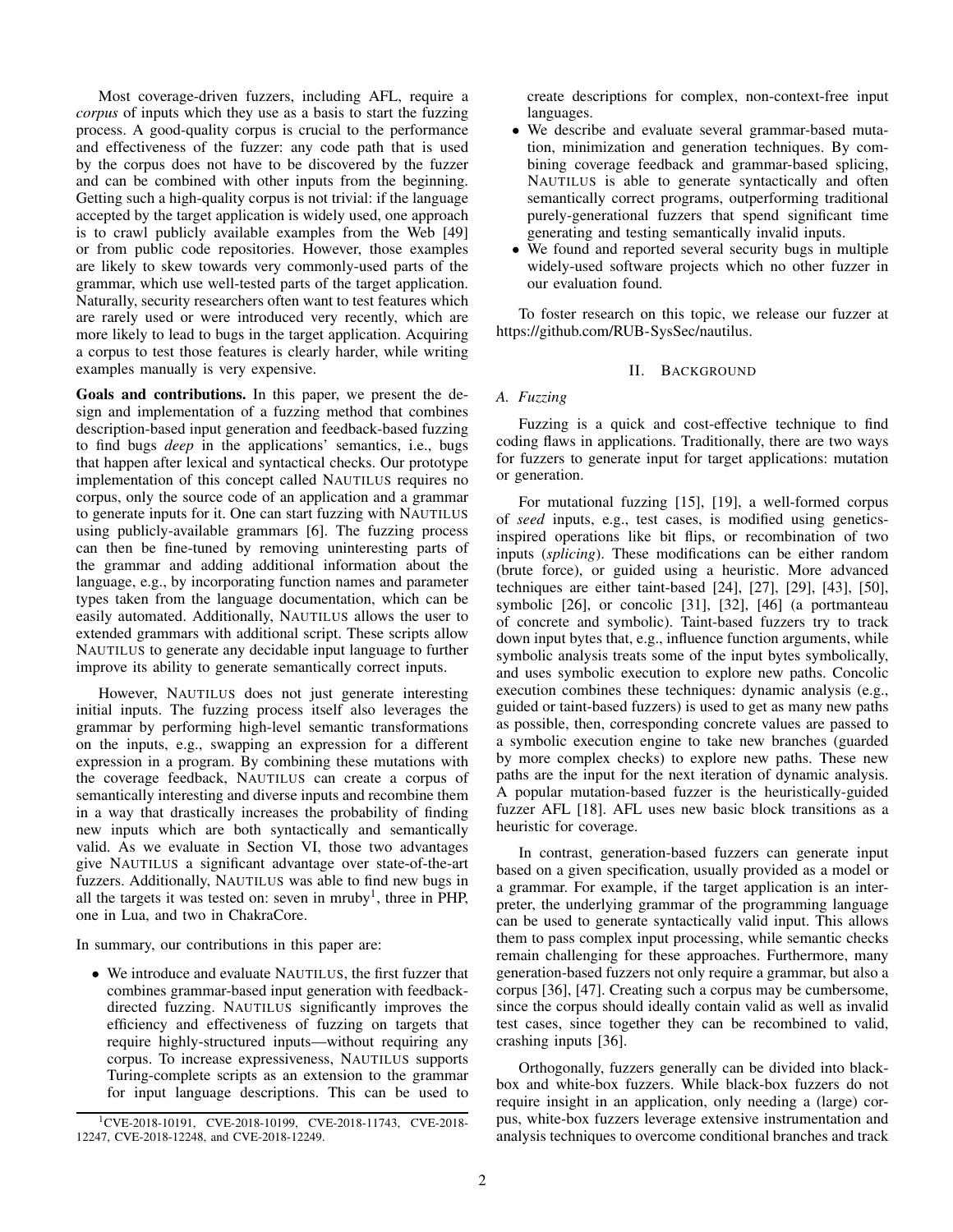Most coverage-driven fuzzers, including AFL, require a *corpus* of inputs which they use as a basis to start the fuzzing process. A good-quality corpus is crucial to the performance and effectiveness of the fuzzer: any code path that is used by the corpus does not have to be discovered by the fuzzer and can be combined with other inputs from the beginning. Getting such a high-quality corpus is not trivial: if the language accepted by the target application is widely used, one approach is to crawl publicly available examples from the Web [49] or from public code repositories. However, those examples are likely to skew towards very commonly-used parts of the grammar, which use well-tested parts of the target application. Naturally, security researchers often want to test features which are rarely used or were introduced very recently, which are more likely to lead to bugs in the target application. Acquiring a corpus to test those features is clearly harder, while writing examples manually is very expensive.

**Goals and contributions.** In this paper, we present the design and implementation of a fuzzing method that combines description-based input generation and feedback-based fuzzing to find bugs *deep* in the applications' semantics, i.e., bugs that happen after lexical and syntactical checks. Our prototype implementation of this concept called NAUTILUS requires no corpus, only the source code of an application and a grammar to generate inputs for it. One can start fuzzing with NAUTILUS using publicly-available grammars [6]. The fuzzing process can then be fine-tuned by removing uninteresting parts of the grammar and adding additional information about the language, e.g., by incorporating function names and parameter types taken from the language documentation, which can be easily automated. Additionally, NAUTILUS allows the user to extended grammars with additional script. These scripts allow NAUTILUS to generate any decidable input language to further improve its ability to generate semantically correct inputs.

However, NAUTILUS does not just generate interesting initial inputs. The fuzzing process itself also leverages the grammar by performing high-level semantic transformations on the inputs, e.g., swapping an expression for a different expression in a program. By combining these mutations with the coverage feedback, NAUTILUS can create a corpus of semantically interesting and diverse inputs and recombine them in a way that drastically increases the probability of finding new inputs which are both syntactically and semantically valid. As we evaluate in Section VI, those two advantages give NAUTILUS a significant advantage over state-of-the-art fuzzers. Additionally, NAUTILUS was able to find new bugs in all the targets it was tested on: seven in mruby[1], three in PHP, one in Lua, and two in ChakraCore.

In summary, our contributions in this paper are:

- We introduce and evaluate NAUTILUS, the first fuzzer that combines grammar-based input generation with feedback-directed fuzzing. NAUTILUS significantly improves the efficiency and effectiveness of fuzzing on targets that require highly-structured inputs—without requiring any corpus. To increase expressiveness, NAUTILUS supports Turing-complete scripts as an extension to the grammar for input language descriptions. This can be used to create descriptions for complex, non-context-free input languages.
- We describe and evaluate several grammar-based mutation, minimization and generation techniques. By combining coverage feedback and grammar-based splicing, NAUTILUS is able to generate syntactically and often semantically correct programs, outperforming traditional purely-generational fuzzers that spend significant time generating and testing semantically invalid inputs.
- We found and reported several security bugs in multiple widely-used software projects which no other fuzzer in our evaluation found.

To foster research on this topic, we release our fuzzer at https://github.com/RUB-SysSec/nautilus.

[1] CVE-2018-10191, CVE-2018-10199, CVE-2018-11743, CVE-2018-12247, CVE-2018-12248, and CVE-2018-12249.

## II. BACKGROUND

### A. Fuzzing

Fuzzing is a quick and cost-effective technique to find coding flaws in applications. Traditionally, there are two ways for fuzzers to generate input for target applications: mutation or generation.

For mutational fuzzing [15], [19], a well-formed corpus of *seed* inputs, e.g., test cases, is modified using genetics-inspired operations like bit flips, or recombination of two inputs (*splicing*). These modifications can be either random (brute force), or guided using a heuristic. More advanced techniques are either taint-based [24], [27], [29], [43], [50], symbolic [26], or concolic [31], [32], [46] (a portmanteau of concrete and symbolic). Taint-based fuzzers try to track down input bytes that, e.g., influence function arguments, while symbolic analysis treats some of the input bytes symbolically, and uses symbolic execution to explore new paths. Concolic execution combines these techniques: dynamic analysis (e.g., guided or taint-based fuzzers) is used to get as many new paths as possible, then, corresponding concrete values are passed to a symbolic execution engine to take new branches (guarded by more complex checks) to explore new paths. These new paths are the input for the next iteration of dynamic analysis. A popular mutation-based fuzzer is the heuristically-guided fuzzer AFL [18]. AFL uses new basic block transitions as a heuristic for coverage.

In contrast, generation-based fuzzers can generate input based on a given specification, usually provided as a model or a grammar. For example, if the target application is an interpreter, the underlying grammar of the programming language can be used to generate syntactically valid input. This allows them to pass complex input processing, while semantic checks remain challenging for these approaches. Furthermore, many generation-based fuzzers not only require a grammar, but also a corpus [36], [47]. Creating such a corpus may be cumbersome, since the corpus should ideally contain valid as well as invalid test cases, since together they can be recombined to valid, crashing inputs [36].

Orthogonally, fuzzers generally can be divided into black-box and white-box fuzzers. While black-box fuzzers do not require insight in an application, only needing a (large) corpus, white-box fuzzers leverage extensive instrumentation and analysis techniques to overcome conditional branches and track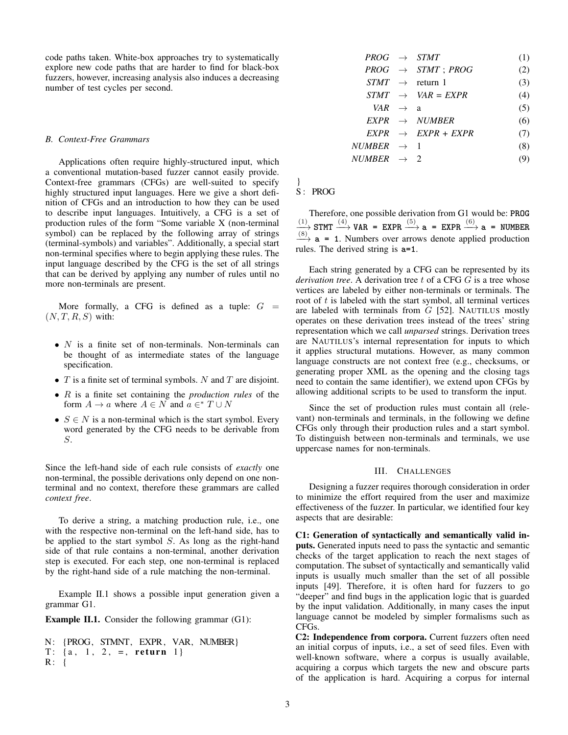code paths taken. White-box approaches try to systematically explore new code paths that are harder to find for black-box fuzzers, however, increasing analysis also induces a decreasing number of test cycles per second.

### B. Context-Free Grammars

Applications often require highly-structured input, which a conventional mutation-based fuzzer cannot easily provide. Context-free grammars (CFGs) are well-suited to specify highly structured input languages. Here we give a short definition of CFGs and an introduction to how they can be used to describe input languages. Intuitively, a CFG is a set of production rules of the form "Some variable X (non-terminal symbol) can be replaced by the following array of strings (terminal-symbols) and variables". Additionally, a special start non-terminal specifies where to begin applying these rules. The input language described by the CFG is the set of all strings that can be derived by applying any number of rules until no more non-terminals are present.

More formally, a CFG is defined as a tuple: $G = (N, T, R, S)$ with:

- $N$ is a finite set of non-terminals. Non-terminals can be thought of as intermediate states of the language specification.
- $T$ is a finite set of terminal symbols. $N$ and $T$ are disjoint.
- $R$ is a finite set containing the *production rules* of the form $A \rightarrow a$ where $A \in N$ and $a \in^* T \cup N$
- $S \in N$ is a non-terminal which is the start symbol. Every word generated by the CFG needs to be derivable from $S$.

Since the left-hand side of each rule consists of *exactly* one non-terminal, the possible derivations only depend on one non-terminal and no context, therefore these grammars are called *context free*.

To derive a string, a matching production rule, i.e., one with the respective non-terminal on the left-hand side, has to be applied to the start symbol $S$. As long as the right-hand side of that rule contains a non-terminal, another derivation step is executed. For each step, one non-terminal is replaced by the right-hand side of a rule matching the non-terminal.

Example II.1 shows a possible input generation given a grammar G1.

**Example II.1.** Consider the following grammar (G1):

N: {PROG, STMNT, EXPR, VAR, NUMBER}
T: {a, 1, 2, =, **return** 1}
R: {

$$PROG \rightarrow STMT \quad (1)$$
$$PROG \rightarrow STMT \; ; \; PROG \quad (2)$$
$$STMT \rightarrow \text{return } 1 \quad (3)$$
$$STMT \rightarrow VAR = EXPR \quad (4)$$
$$VAR \rightarrow \text{a} \quad (5)$$
$$EXPR \rightarrow NUMBER \quad (6)$$
$$EXPR \rightarrow EXPR + EXPR \quad (7)$$
$$NUMBER \rightarrow 1 \quad (8)$$
$$NUMBER \rightarrow 2 \quad (9)$$

}
S: PROG

Therefore, one possible derivation from G1 would be: `PROG` $\xrightarrow{(1)}$ `STMT` $\xrightarrow{(4)}$ `VAR = EXPR` $\xrightarrow{(5)}$ `a = EXPR` $\xrightarrow{(6)}$ `a = NUMBER` $\xrightarrow{(8)}$ `a = 1`. Numbers over arrows denote applied production rules. The derived string is `a=1`.

Each string generated by a CFG can be represented by its *derivation tree*. A derivation tree $t$ of a CFG $G$ is a tree whose vertices are labeled by either non-terminals or terminals. The root of $t$ is labeled with the start symbol, all terminal vertices are labeled with terminals from $G$ [52]. NAUTILUS mostly operates on these derivation trees instead of the trees' string representation which we call *unparsed* strings. Derivation trees are NAUTILUS's internal representation for inputs to which it applies structural mutations. However, as many common language constructs are not context free (e.g., checksums, or generating proper XML as the opening and closing tags need to contain the same identifier), we extend upon CFGs by allowing additional scripts to be used to transform the input.

Since the set of production rules must contain all (relevant) non-terminals and terminals, in the following we define CFGs only through their production rules and a start symbol. To distinguish between non-terminals and terminals, we use uppercase names for non-terminals.

## III. CHALLENGES

Designing a fuzzer requires thorough consideration in order to minimize the effort required from the user and maximize effectiveness of the fuzzer. In particular, we identified four key aspects that are desirable:

**C1: Generation of syntactically and semantically valid inputs.** Generated inputs need to pass the syntactic and semantic checks of the target application to reach the next stages of computation. The subset of syntactically and semantically valid inputs is usually much smaller than the set of all possible inputs [49]. Therefore, it is often hard for fuzzers to go "deeper" and find bugs in the application logic that is guarded by the input validation. Additionally, in many cases the input language cannot be modeled by simpler formalisms such as CFGs.

**C2: Independence from corpora.** Current fuzzers often need an initial corpus of inputs, i.e., a set of seed files. Even with well-known software, where a corpus is usually available, acquiring a corpus which targets the new and obscure parts of the application is hard. Acquiring a corpus for internal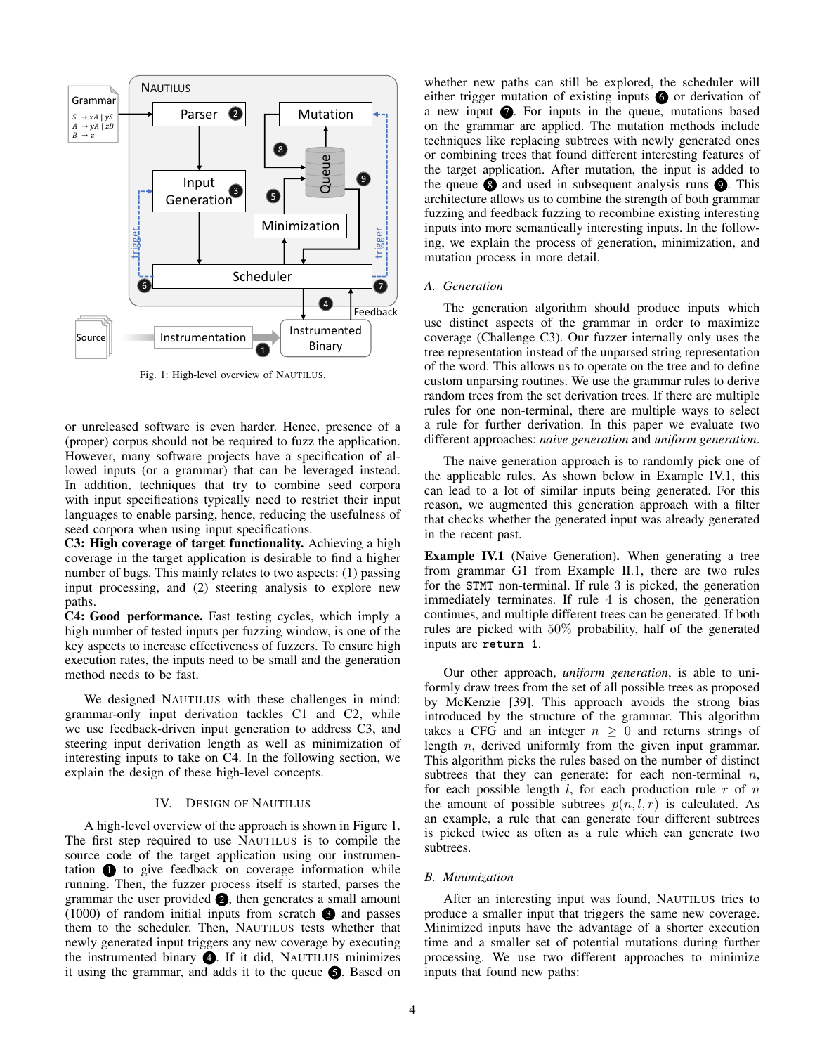Fig. 1: High-level overview of NAUTILUS.

or unreleased software is even harder. Hence, presence of a (proper) corpus should not be required to fuzz the application. However, many software projects have a specification of allowed inputs (or a grammar) that can be leveraged instead. In addition, techniques that try to combine seed corpora with input specifications typically need to restrict their input languages to enable parsing, hence, reducing the usefulness of seed corpora when using input specifications.

**C3: High coverage of target functionality.** Achieving a high coverage in the target application is desirable to find a higher number of bugs. This mainly relates to two aspects: (1) passing input processing, and (2) steering analysis to explore new paths.

**C4: Good performance.** Fast testing cycles, which imply a high number of tested inputs per fuzzing window, is one of the key aspects to increase effectiveness of fuzzers. To ensure high execution rates, the inputs need to be small and the generation method needs to be fast.

We designed NAUTILUS with these challenges in mind: grammar-only input derivation tackles C1 and C2, while we use feedback-driven input generation to address C3, and steering input derivation length as well as minimization of interesting inputs to take on C4. In the following section, we explain the design of these high-level concepts.

## IV. Design of Nautilus

A high-level overview of the approach is shown in Figure 1. The first step required to use NAUTILUS is to compile the source code of the target application using our instrumentation ❶ to give feedback on coverage information while running. Then, the fuzzer process itself is started, parses the grammar the user provided ❷, then generates a small amount (1000) of random initial inputs from scratch ❸ and passes them to the scheduler. Then, NAUTILUS tests whether that newly generated input triggers any new coverage by executing the instrumented binary ❹. If it did, NAUTILUS minimizes it using the grammar, and adds it to the queue ❺. Based on whether new paths can still be explored, the scheduler will either trigger mutation of existing inputs ❻ or derivation of a new input ❼. For inputs in the queue, mutations based on the grammar are applied. The mutation methods include techniques like replacing subtrees with newly generated ones or combining trees that found different interesting features of the target application. After mutation, the input is added to the queue ❽ and used in subsequent analysis runs ❾. This architecture allows us to combine the strength of both grammar fuzzing and feedback fuzzing to recombine existing interesting inputs into more semantically interesting inputs. In the following, we explain the process of generation, minimization, and mutation process in more detail.

### A. Generation

The generation algorithm should produce inputs which use distinct aspects of the grammar in order to maximize coverage (Challenge C3). Our fuzzer internally only uses the tree representation instead of the unparsed string representation of the word. This allows us to operate on the tree and to define custom unparsing routines. We use the grammar rules to derive random trees from the set derivation trees. If there are multiple rules for one non-terminal, there are multiple ways to select a rule for further derivation. In this paper we evaluate two different approaches: *naive generation* and *uniform generation*.

The naive generation approach is to randomly pick one of the applicable rules. As shown below in Example IV.1, this can lead to a lot of similar inputs being generated. For this reason, we augmented this generation approach with a filter that checks whether the generated input was already generated in the recent past.

**Example IV.1** (Naive Generation). When generating a tree from grammar G1 from Example II.1, there are two rules for the `STMT` non-terminal. If rule 3 is picked, the generation immediately terminates. If rule 4 is chosen, the generation continues, and multiple different trees can be generated. If both rules are picked with $50\%$ probability, half of the generated inputs are `return 1`.

Our other approach, *uniform generation*, is able to uniformly draw trees from the set of all possible trees as proposed by McKenzie [39]. This approach avoids the strong bias introduced by the structure of the grammar. This algorithm takes a CFG and an integer $n \geq 0$ and returns strings of length $n$, derived uniformly from the given input grammar. This algorithm picks the rules based on the number of distinct subtrees that they can generate: for each non-terminal $n$, for each possible length $l$, for each production rule $r$ of $n$ the amount of possible subtrees $p(n, l, r)$ is calculated. As an example, a rule that can generate four different subtrees is picked twice as often as a rule which can generate two subtrees.

### B. Minimization

After an interesting input was found, NAUTILUS tries to produce a smaller input that triggers the same new coverage. Minimized inputs have the advantage of a shorter execution time and a smaller set of potential mutations during further processing. We use two different approaches to minimize inputs that found new paths: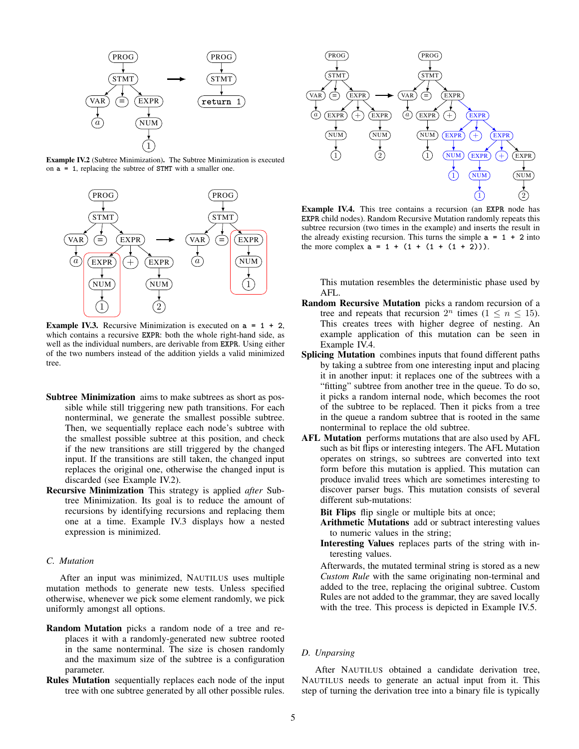**Example IV.2** (Subtree Minimization)**.** The Subtree Minimization is executed on `a = 1`, replacing the subtree of `STMT` with a smaller one.

**Example IV.3.** Recursive Minimization is executed on `a = 1 + 2`, which contains a recursive `EXPR`: both the whole right-hand side, as well as the individual numbers, are derivable from `EXPR`. Using either of the two numbers instead of the addition yields a valid minimized tree.

**Subtree Minimization** aims to make subtrees as short as possible while still triggering new path transitions. For each nonterminal, we generate the smallest possible subtree. Then, we sequentially replace each node's subtree with the smallest possible subtree at this position, and check if the new transitions are still triggered by the changed input. If the transitions are still taken, the changed input replaces the original one, otherwise the changed input is discarded (see Example IV.2).

**Recursive Minimization** This strategy is applied *after* Subtree Minimization. Its goal is to reduce the amount of recursions by identifying recursions and replacing them one at a time. Example IV.3 displays how a nested expression is minimized.

### C. Mutation

After an input was minimized, NAUTILUS uses multiple mutation methods to generate new tests. Unless specified otherwise, whenever we pick some element randomly, we pick uniformly amongst all options.

**Random Mutation** picks a random node of a tree and replaces it with a randomly-generated new subtree rooted in the same nonterminal. The size is chosen randomly and the maximum size of the subtree is a configuration parameter.

**Rules Mutation** sequentially replaces each node of the input tree with one subtree generated by all other possible rules. This mutation resembles the deterministic phase used by AFL.

**Example IV.4.** This tree contains a recursion (an `EXPR` node has `EXPR` child nodes). Random Recursive Mutation randomly repeats this subtree recursion (two times in the example) and inserts the result in the already existing recursion. This turns the simple `a = 1 + 2` into the more complex `a = 1 + (1 + (1 + (1 + 2)))`.

**Random Recursive Mutation** picks a random recursion of a tree and repeats that recursion $2^n$ times ($1 \leq n \leq 15$). This creates trees with higher degree of nesting. An example application of this mutation can be seen in Example IV.4.

**Splicing Mutation** combines inputs that found different paths by taking a subtree from one interesting input and placing it in another input: it replaces one of the subtrees with a "fitting" subtree from another tree in the queue. To do so, it picks a random internal node, which becomes the root of the subtree to be replaced. Then it picks from a tree in the queue a random subtree that is rooted in the same nonterminal to replace the old subtree.

**AFL Mutation** performs mutations that are also used by AFL such as bit flips or interesting integers. The AFL Mutation operates on strings, so subtrees are converted into text form before this mutation is applied. This mutation can produce invalid trees which are sometimes interesting to discover parser bugs. This mutation consists of several different sub-mutations:

- **Bit Flips** flip single or multiple bits at once;
- **Arithmetic Mutations** add or subtract interesting values to numeric values in the string;
- **Interesting Values** replaces parts of the string with interesting values.

Afterwards, the mutated terminal string is stored as a new *Custom Rule* with the same originating non-terminal and added to the tree, replacing the original subtree. Custom Rules are not added to the grammar, they are saved locally with the tree. This process is depicted in Example IV.5.

### D. Unparsing

After NAUTILUS obtained a candidate derivation tree, NAUTILUS needs to generate an actual input from it. This step of turning the derivation tree into a binary file is typically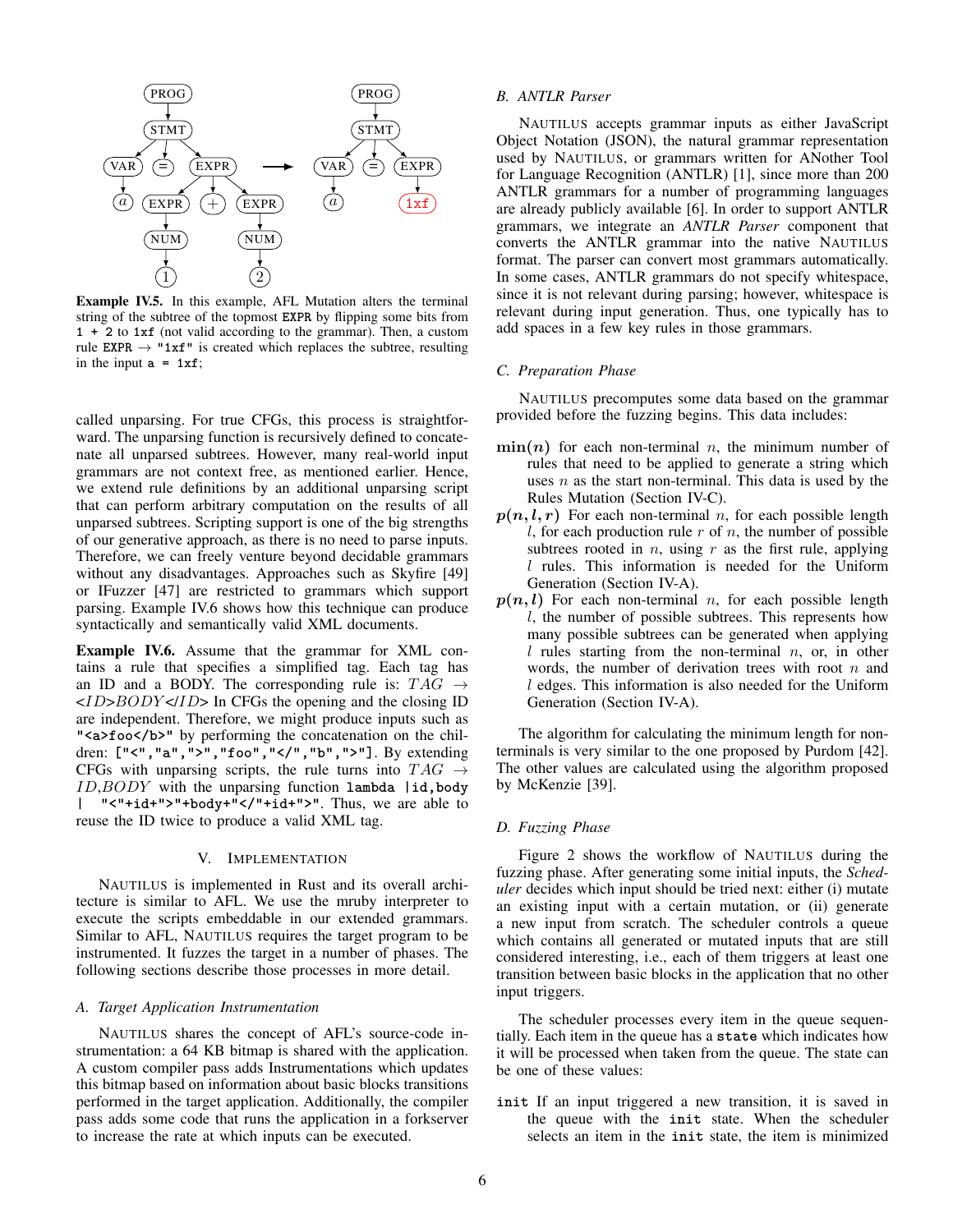**Example IV.5.** In this example, AFL Mutation alters the terminal string of the subtree of the topmost `EXPR` by flipping some bits from `1 + 2` to `1xf` (not valid according to the grammar). Then, a custom rule `EXPR` → `"1xf"` is created which replaces the subtree, resulting in the input `a = 1xf`;

called unparsing. For true CFGs, this process is straightforward. The unparsing function is recursively defined to concatenate all unparsed subtrees. However, many real-world input grammars are not context free, as mentioned earlier. Hence, we extend rule definitions by an additional unparsing script that can perform arbitrary computation on the results of all unparsed subtrees. Scripting support is one of the big strengths of our generative approach, as there is no need to parse inputs. Therefore, we can freely venture beyond decidable grammars without any disadvantages. Approaches such as Skyfire [49] or IFuzzer [47] are restricted to grammars which support parsing. Example IV.6 shows how this technique can produce syntactically and semantically valid XML documents.

**Example IV.6.** Assume that the grammar for XML contains a rule that specifies a simplified tag. Each tag has an ID and a BODY. The corresponding rule is: $TAG \rightarrow$ <$ID$>$BODY$</$ID$> In CFGs the opening and the closing ID are independent. Therefore, we might produce inputs such as `"<a>foo</b>"` by performing the concatenation on the children: `["<","a",">","foo","</","b",">"]`. By extending CFGs with unparsing scripts, the rule turns into $TAG \rightarrow ID,BODY$ with the unparsing function `lambda |id,body | "<"+id+">"+body+"</"+id+">"`. Thus, we are able to reuse the ID twice to produce a valid XML tag.

## V. Implementation

NAUTILUS is implemented in Rust and its overall architecture is similar to AFL. We use the mruby interpreter to execute the scripts embeddable in our extended grammars. Similar to AFL, NAUTILUS requires the target program to be instrumented. It fuzzes the target in a number of phases. The following sections describe those processes in more detail.

### A. Target Application Instrumentation

NAUTILUS shares the concept of AFL's source-code instrumentation: a 64 KB bitmap is shared with the application. A custom compiler pass adds Instrumentations which updates this bitmap based on information about basic blocks transitions performed in the target application. Additionally, the compiler pass adds some code that runs the application in a forkserver to increase the rate at which inputs can be executed.

### B. ANTLR Parser

NAUTILUS accepts grammar inputs as either JavaScript Object Notation (JSON), the natural grammar representation used by NAUTILUS, or grammars written for ANother Tool for Language Recognition (ANTLR) [1], since more than 200 ANTLR grammars for a number of programming languages are already publicly available [6]. In order to support ANTLR grammars, we integrate an *ANTLR Parser* component that converts the ANTLR grammar into the native NAUTILUS format. The parser can convert most grammars automatically. In some cases, ANTLR grammars do not specify whitespace, since it is not relevant during parsing; however, whitespace is relevant during input generation. Thus, one typically has to add spaces in a few key rules in those grammars.

### C. Preparation Phase

NAUTILUS precomputes some data based on the grammar provided before the fuzzing begins. This data includes:

- $\mathbf{min}(n)$ for each non-terminal $n$, the minimum number of rules that need to be applied to generate a string which uses $n$ as the start non-terminal. This data is used by the Rules Mutation (Section IV-C).
- $\boldsymbol{p(n,l,r)}$ For each non-terminal $n$, for each possible length $l$, for each production rule $r$ of $n$, the number of possible subtrees rooted in $n$, using $r$ as the first rule, applying $l$ rules. This information is needed for the Uniform Generation (Section IV-A).
- $\boldsymbol{p(n,l)}$ For each non-terminal $n$, for each possible length $l$, the number of possible subtrees. This represents how many possible subtrees can be generated when applying $l$ rules starting from the non-terminal $n$, or, in other words, the number of derivation trees with root $n$ and $l$ edges. This information is also needed for the Uniform Generation (Section IV-A).

The algorithm for calculating the minimum length for non-terminals is very similar to the one proposed by Purdom [42]. The other values are calculated using the algorithm proposed by McKenzie [39].

### D. Fuzzing Phase

Figure 2 shows the workflow of NAUTILUS during the fuzzing phase. After generating some initial inputs, the *Scheduler* decides which input should be tried next: either (i) mutate an existing input with a certain mutation, or (ii) generate a new input from scratch. The scheduler controls a queue which contains all generated or mutated inputs that are still considered interesting, i.e., each of them triggers at least one transition between basic blocks in the application that no other input triggers.

The scheduler processes every item in the queue sequentially. Each item in the queue has a `state` which indicates how it will be processed when taken from the queue. The state can be one of these values:

- `init` If an input triggered a new transition, it is saved in the queue with the `init` state. When the scheduler selects an item in the `init` state, the item is minimized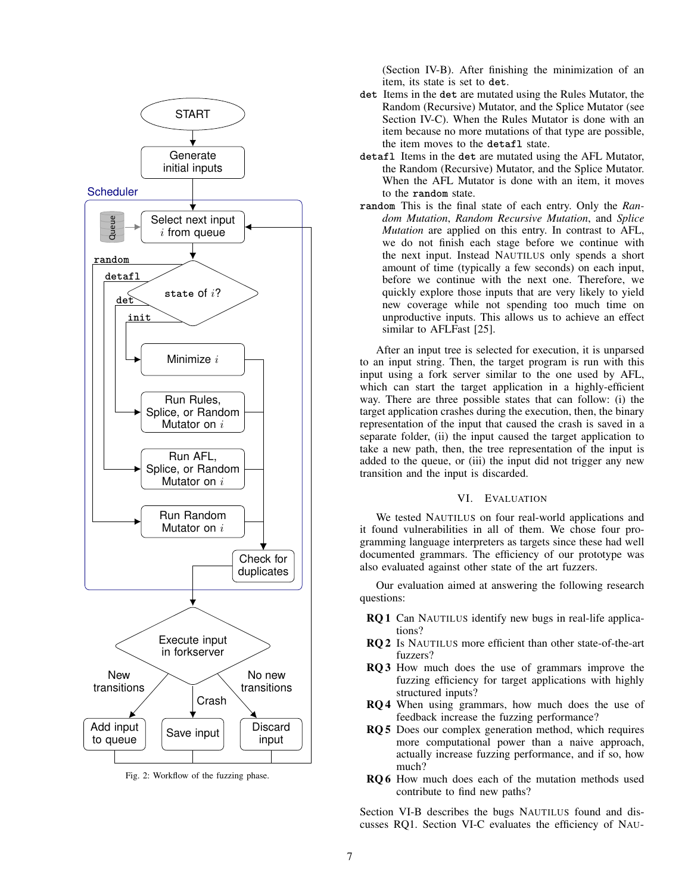Fig. 2: Workflow of the fuzzing phase.

(Section IV-B). After finishing the minimization of an item, its state is set to `det`.

- `det` Items in the `det` are mutated using the Rules Mutator, the Random (Recursive) Mutator, and the Splice Mutator (see Section IV-C). When the Rules Mutator is done with an item because no more mutations of that type are possible, the item moves to the `detafl` state.
- `detafl` Items in the `det` are mutated using the AFL Mutator, the Random (Recursive) Mutator, and the Splice Mutator. When the AFL Mutator is done with an item, it moves to the `random` state.
- `random` This is the final state of each entry. Only the *Random Mutation*, *Random Recursive Mutation*, and *Splice Mutation* are applied on this entry. In contrast to AFL, we do not finish each stage before we continue with the next input. Instead NAUTILUS only spends a short amount of time (typically a few seconds) on each input, before we continue with the next one. Therefore, we quickly explore those inputs that are very likely to yield new coverage while not spending too much time on unproductive inputs. This allows us to achieve an effect similar to AFLFast [25].

After an input tree is selected for execution, it is unparsed to an input string. Then, the target program is run with this input using a fork server similar to the one used by AFL, which can start the target application in a highly-efficient way. There are three possible states that can follow: (i) the target application crashes during the execution, then, the binary representation of the input that caused the crash is saved in a separate folder, (ii) the input caused the target application to take a new path, then, the tree representation of the input is added to the queue, or (iii) the input did not trigger any new transition and the input is discarded.

## VI. Evaluation

We tested NAUTILUS on four real-world applications and it found vulnerabilities in all of them. We chose four programming language interpreters as targets since these had well documented grammars. The efficiency of our prototype was also evaluated against other state of the art fuzzers.

Our evaluation aimed at answering the following research questions:

- **RQ 1** Can NAUTILUS identify new bugs in real-life applications?
- **RQ 2** Is NAUTILUS more efficient than other state-of-the-art fuzzers?
- **RQ 3** How much does the use of grammars improve the fuzzing efficiency for target applications with highly structured inputs?
- **RQ 4** When using grammars, how much does the use of feedback increase the fuzzing performance?
- **RQ 5** Does our complex generation method, which requires more computational power than a naive approach, actually increase fuzzing performance, and if so, how much?
- **RQ 6** How much does each of the mutation methods used contribute to find new paths?

Section VI-B describes the bugs NAUTILUS found and discusses RQ1. Section VI-C evaluates the efficiency of NAU-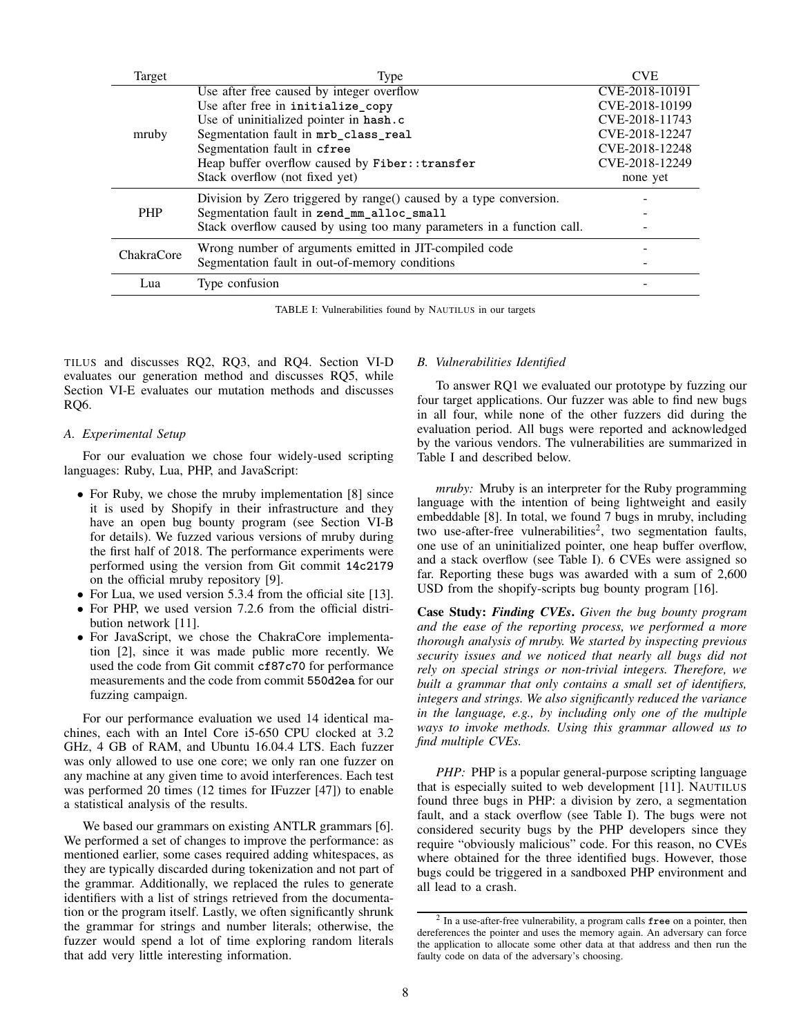| Target | Type | CVE |
|---|---|---|
| mruby | Use after free caused by integer overflow | CVE-2018-10191 |
| | Use after free in `initialize_copy` | CVE-2018-10199 |
| | Use of uninitialized pointer in `hash.c` | CVE-2018-11743 |
| | Segmentation fault in `mrb_class_real` | CVE-2018-12247 |
| | Segmentation fault in `cfree` | CVE-2018-12248 |
| | Heap buffer overflow caused by `Fiber::transfer` | CVE-2018-12249 |
| | Stack overflow (not fixed yet) | none yet |
| PHP | Division by Zero triggered by range() caused by a type conversion. | - |
| | Segmentation fault in `zend_mm_alloc_small` | - |
| | Stack overflow caused by using too many parameters in a function call. | - |
| ChakraCore | Wrong number of arguments emitted in JIT-compiled code | - |
| | Segmentation fault in out-of-memory conditions | - |
| Lua | Type confusion | - |

TABLE I: Vulnerabilities found by NAUTILUS in our targets

TILUS and discusses RQ2, RQ3, and RQ4. Section VI-D evaluates our generation method and discusses RQ5, while Section VI-E evaluates our mutation methods and discusses RQ6.

### A. Experimental Setup

For our evaluation we chose four widely-used scripting languages: Ruby, Lua, PHP, and JavaScript:

- For Ruby, we chose the mruby implementation [8] since it is used by Shopify in their infrastructure and they have an open bug bounty program (see Section VI-B for details). We fuzzed various versions of mruby during the first half of 2018. The performance experiments were performed using the version from Git commit `14c2179` on the official mruby repository [9].
- For Lua, we used version 5.3.4 from the official site [13].
- For PHP, we used version 7.2.6 from the official distribution network [11].
- For JavaScript, we chose the ChakraCore implementation [2], since it was made public more recently. We used the code from Git commit `cf87c70` for performance measurements and the code from commit `550d2ea` for our fuzzing campaign.

For our performance evaluation we used 14 identical machines, each with an Intel Core i5-650 CPU clocked at 3.2 GHz, 4 GB of RAM, and Ubuntu 16.04.4 LTS. Each fuzzer was only allowed to use one core; we only ran one fuzzer on any machine at any given time to avoid interferences. Each test was performed 20 times (12 times for IFuzzer [47]) to enable a statistical analysis of the results.

We based our grammars on existing ANTLR grammars [6]. We performed a set of changes to improve the performance: as mentioned earlier, some cases required adding whitespaces, as they are typically discarded during tokenization and not part of the grammar. Additionally, we replaced the rules to generate identifiers with a list of strings retrieved from the documentation or the program itself. Lastly, we often significantly shrunk the grammar for strings and number literals; otherwise, the fuzzer would spend a lot of time exploring random literals that add very little interesting information.

### B. Vulnerabilities Identified

To answer RQ1 we evaluated our prototype by fuzzing our four target applications. Our fuzzer was able to find new bugs in all four, while none of the other fuzzers did during the evaluation period. All bugs were reported and acknowledged by the various vendors. The vulnerabilities are summarized in Table I and described below.

*mruby:* Mruby is an interpreter for the Ruby programming language with the intention of being lightweight and easily embeddable [8]. In total, we found 7 bugs in mruby, including two use-after-free vulnerabilities[2], two segmentation faults, one use of an uninitialized pointer, one heap buffer overflow, and a stack overflow (see Table I). 6 CVEs were assigned so far. Reporting these bugs was awarded with a sum of 2,600 USD from the shopify-scripts bug bounty program [16].

**Case Study:** ***Finding CVEs.*** *Given the bug bounty program and the ease of the reporting process, we performed a more thorough analysis of mruby. We started by inspecting previous security issues and we noticed that nearly all bugs did not rely on special strings or non-trivial integers. Therefore, we built a grammar that only contains a small set of identifiers, integers and strings. We also significantly reduced the variance in the language, e.g., by including only one of the multiple ways to invoke methods. Using this grammar allowed us to find multiple CVEs.*

*PHP:* PHP is a popular general-purpose scripting language that is especially suited to web development [11]. NAUTILUS found three bugs in PHP: a division by zero, a segmentation fault, and a stack overflow (see Table I). The bugs were not considered security bugs by the PHP developers since they require "obviously malicious" code. For this reason, no CVEs where obtained for the three identified bugs. However, those bugs could be triggered in a sandboxed PHP environment and all lead to a crash.

[2] In a use-after-free vulnerability, a program calls `free` on a pointer, then dereferences the pointer and uses the memory again. An adversary can force the application to allocate some other data at that address and then run the faulty code on data of the adversary's choosing.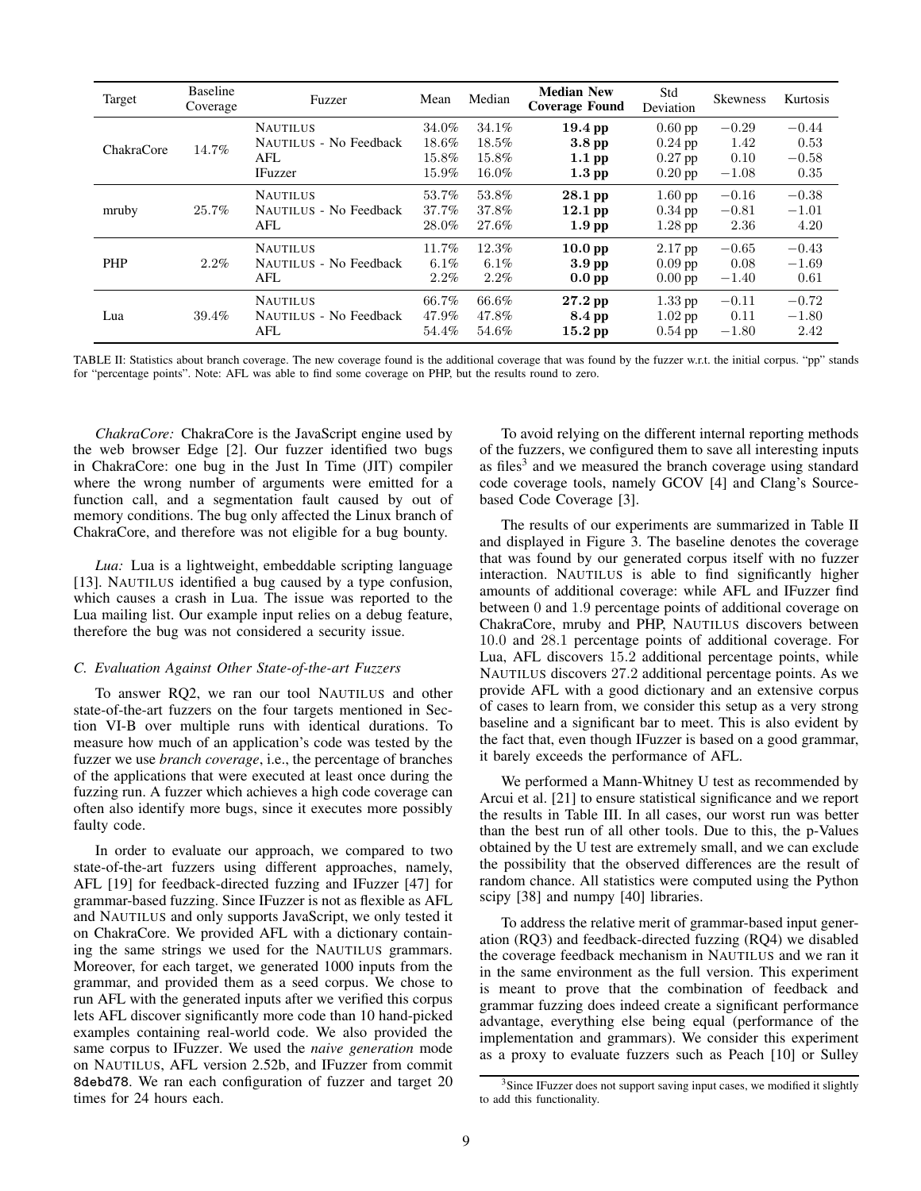| Target | Baseline Coverage | Fuzzer | Mean | Median | **Median New Coverage Found** | Std Deviation | Skewness | Kurtosis |
|---|---|---|---|---|---|---|---|---|
| ChakraCore | 14.7% | NAUTILUS | 34.0% | 34.1% | **19.4 pp** | 0.60 pp | −0.29 | −0.44 |
| | | NAUTILUS - No Feedback | 18.6% | 18.5% | **3.8 pp** | 0.24 pp | 1.42 | 0.53 |
| | | AFL | 15.8% | 15.8% | **1.1 pp** | 0.27 pp | 0.10 | −0.58 |
| | | IFuzzer | 15.9% | 16.0% | **1.3 pp** | 0.20 pp | −1.08 | 0.35 |
| mruby | 25.7% | NAUTILUS | 53.7% | 53.8% | **28.1 pp** | 1.60 pp | −0.16 | −0.38 |
| | | NAUTILUS - No Feedback | 37.7% | 37.8% | **12.1 pp** | 0.34 pp | −0.81 | −1.01 |
| | | AFL | 28.0% | 27.6% | **1.9 pp** | 1.28 pp | 2.36 | 4.20 |
| PHP | 2.2% | NAUTILUS | 11.7% | 12.3% | **10.0 pp** | 2.17 pp | −0.65 | −0.43 |
| | | NAUTILUS - No Feedback | 6.1% | 6.1% | **3.9 pp** | 0.09 pp | 0.08 | −1.69 |
| | | AFL | 2.2% | 2.2% | **0.0 pp** | 0.00 pp | −1.40 | 0.61 |
| Lua | 39.4% | NAUTILUS | 66.7% | 66.6% | **27.2 pp** | 1.33 pp | −0.11 | −0.72 |
| | | NAUTILUS - No Feedback | 47.9% | 47.8% | **8.4 pp** | 1.02 pp | 0.11 | −1.80 |
| | | AFL | 54.4% | 54.6% | **15.2 pp** | 0.54 pp | −1.80 | 2.42 |

TABLE II: Statistics about branch coverage. The new coverage found is the additional coverage that was found by the fuzzer w.r.t. the initial corpus. "pp" stands for "percentage points". Note: AFL was able to find some coverage on PHP, but the results round to zero.

*ChakraCore:* ChakraCore is the JavaScript engine used by the web browser Edge [2]. Our fuzzer identified two bugs in ChakraCore: one bug in the Just In Time (JIT) compiler where the wrong number of arguments were emitted for a function call, and a segmentation fault caused by out of memory conditions. The bug only affected the Linux branch of ChakraCore, and therefore was not eligible for a bug bounty.

*Lua:* Lua is a lightweight, embeddable scripting language [13]. NAUTILUS identified a bug caused by a type confusion, which causes a crash in Lua. The issue was reported to the Lua mailing list. Our example input relies on a debug feature, therefore the bug was not considered a security issue.

### C. Evaluation Against Other State-of-the-art Fuzzers

To answer RQ2, we ran our tool NAUTILUS and other state-of-the-art fuzzers on the four targets mentioned in Section VI-B over multiple runs with identical durations. To measure how much of an application's code was tested by the fuzzer we use *branch coverage*, i.e., the percentage of branches of the applications that were executed at least once during the fuzzing run. A fuzzer which achieves a high code coverage can often also identify more bugs, since it executes more possibly faulty code.

In order to evaluate our approach, we compared to two state-of-the-art fuzzers using different approaches, namely, AFL [19] for feedback-directed fuzzing and IFuzzer [47] for grammar-based fuzzing. Since IFuzzer is not as flexible as AFL and NAUTILUS and only supports JavaScript, we only tested it on ChakraCore. We provided AFL with a dictionary containing the same strings we used for the NAUTILUS grammars. Moreover, for each target, we generated 1000 inputs from the grammar, and provided them as a seed corpus. We chose to run AFL with the generated inputs after we verified this corpus lets AFL discover significantly more code than 10 hand-picked examples containing real-world code. We also provided the same corpus to IFuzzer. We used the *naive generation* mode on NAUTILUS, AFL version 2.52b, and IFuzzer from commit `8debd78`. We ran each configuration of fuzzer and target 20 times for 24 hours each.

To avoid relying on the different internal reporting methods of the fuzzers, we configured them to save all interesting inputs as files[3] and we measured the branch coverage using standard code coverage tools, namely GCOV [4] and Clang's Source-based Code Coverage [3].

The results of our experiments are summarized in Table II and displayed in Figure 3. The baseline denotes the coverage that was found by our generated corpus itself with no fuzzer interaction. NAUTILUS is able to find significantly higher amounts of additional coverage: while AFL and IFuzzer find between 0 and 1.9 percentage points of additional coverage on ChakraCore, mruby and PHP, NAUTILUS discovers between 10.0 and 28.1 percentage points of additional coverage. For Lua, AFL discovers 15.2 additional percentage points, while NAUTILUS discovers 27.2 additional percentage points. As we provide AFL with a good dictionary and an extensive corpus of cases to learn from, we consider this setup as a very strong baseline and a significant bar to meet. This is also evident by the fact that, even though IFuzzer is based on a good grammar, it barely exceeds the performance of AFL.

We performed a Mann-Whitney U test as recommended by Arcui et al. [21] to ensure statistical significance and we report the results in Table III. In all cases, our worst run was better than the best run of all other tools. Due to this, the p-Values obtained by the U test are extremely small, and we can exclude the possibility that the observed differences are the result of random chance. All statistics were computed using the Python scipy [38] and numpy [40] libraries.

To address the relative merit of grammar-based input generation (RQ3) and feedback-directed fuzzing (RQ4) we disabled the coverage feedback mechanism in NAUTILUS and we ran it in the same environment as the full version. This experiment is meant to prove that the combination of feedback and grammar fuzzing does indeed create a significant performance advantage, everything else being equal (performance of the implementation and grammars). We consider this experiment as a proxy to evaluate fuzzers such as Peach [10] or Sulley

[3] Since IFuzzer does not support saving input cases, we modified it slightly to add this functionality.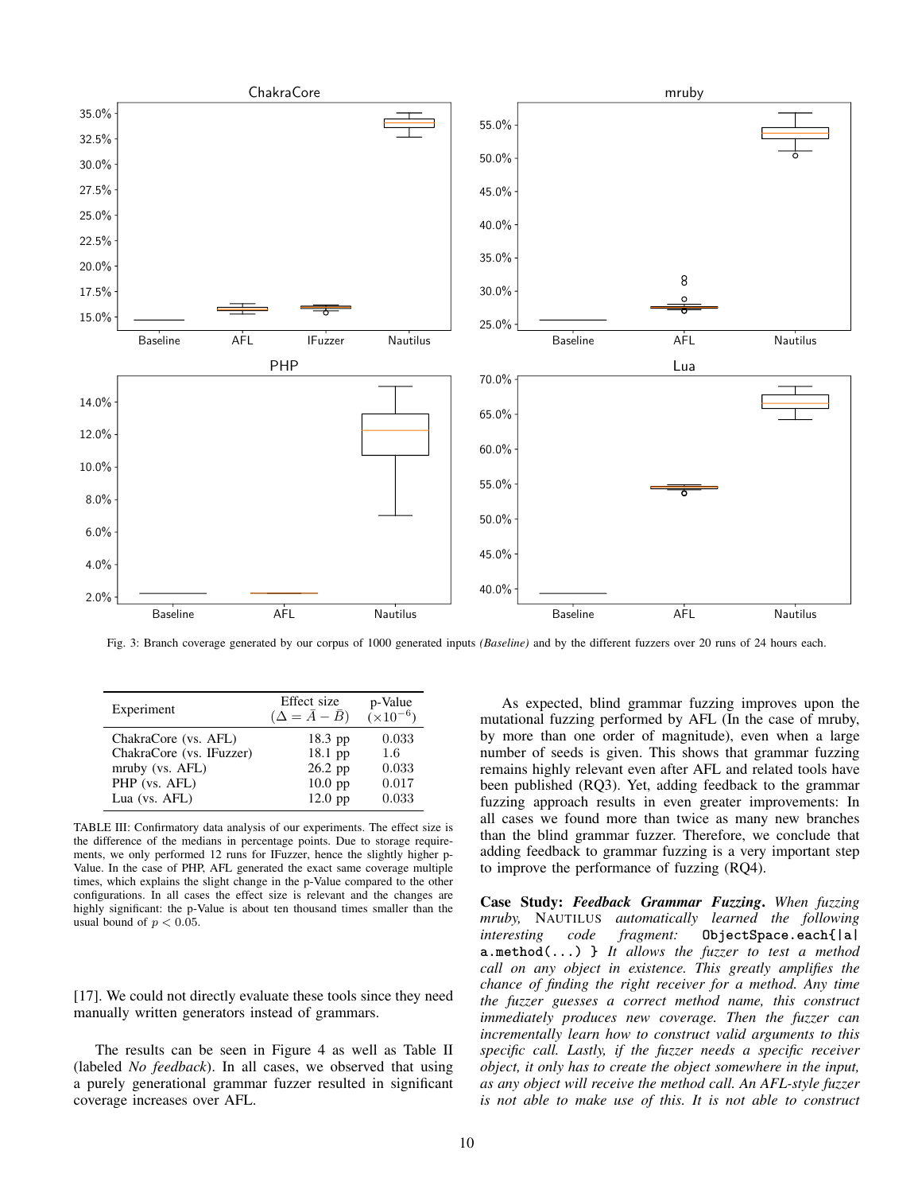Fig. 3: Branch coverage generated by our corpus of 1000 generated inputs *(Baseline)* and by the different fuzzers over 20 runs of 24 hours each.

| Experiment | Effect size ($\Delta = \bar{A} - \bar{B}$) | p-Value ($\times 10^{-6}$) |
|---|---|---|
| ChakraCore (vs. AFL) | 18.3 pp | 0.033 |
| ChakraCore (vs. IFuzzer) | 18.1 pp | 1.6 |
| mruby (vs. AFL) | 26.2 pp | 0.033 |
| PHP (vs. AFL) | 10.0 pp | 0.017 |
| Lua (vs. AFL) | 12.0 pp | 0.033 |

TABLE III: Confirmatory data analysis of our experiments. The effect size is the difference of the medians in percentage points. Due to storage requirements, we only performed 12 runs for IFuzzer, hence the slightly higher p-Value. In the case of PHP, AFL generated the exact same coverage multiple times, which explains the slight change in the p-Value compared to the other configurations. In all cases the effect size is relevant and the changes are highly significant: the p-Value is about ten thousand times smaller than the usual bound of $p < 0.05$.

[17]. We could not directly evaluate these tools since they need manually written generators instead of grammars.

The results can be seen in Figure 4 as well as Table II (labeled *No feedback*). In all cases, we observed that using a purely generational grammar fuzzer resulted in significant coverage increases over AFL.

As expected, blind grammar fuzzing improves upon the mutational fuzzing performed by AFL (In the case of mruby, by more than one order of magnitude), even when a large number of seeds is given. This shows that grammar fuzzing remains highly relevant even after AFL and related tools have been published (RQ3). Yet, adding feedback to the grammar fuzzing approach results in even greater improvements: In all cases we found more than twice as many new branches than the blind grammar fuzzer. Therefore, we conclude that adding feedback to grammar fuzzing is a very important step to improve the performance of fuzzing (RQ4).

**Case Study: *Feedback Grammar Fuzzing*.** *When fuzzing mruby,* NAUTILUS *automatically learned the following interesting code fragment:* `ObjectSpace.each{|a| a.method(...) }` *It allows the fuzzer to test a method call on any object in existence. This greatly amplifies the chance of finding the right receiver for a method. Any time the fuzzer guesses a correct method name, this construct immediately produces new coverage. Then the fuzzer can incrementally learn how to construct valid arguments to this specific call. Lastly, if the fuzzer needs a specific receiver object, it only has to create the object somewhere in the input, as any object will receive the method call. An AFL-style fuzzer is not able to make use of this. It is not able to construct*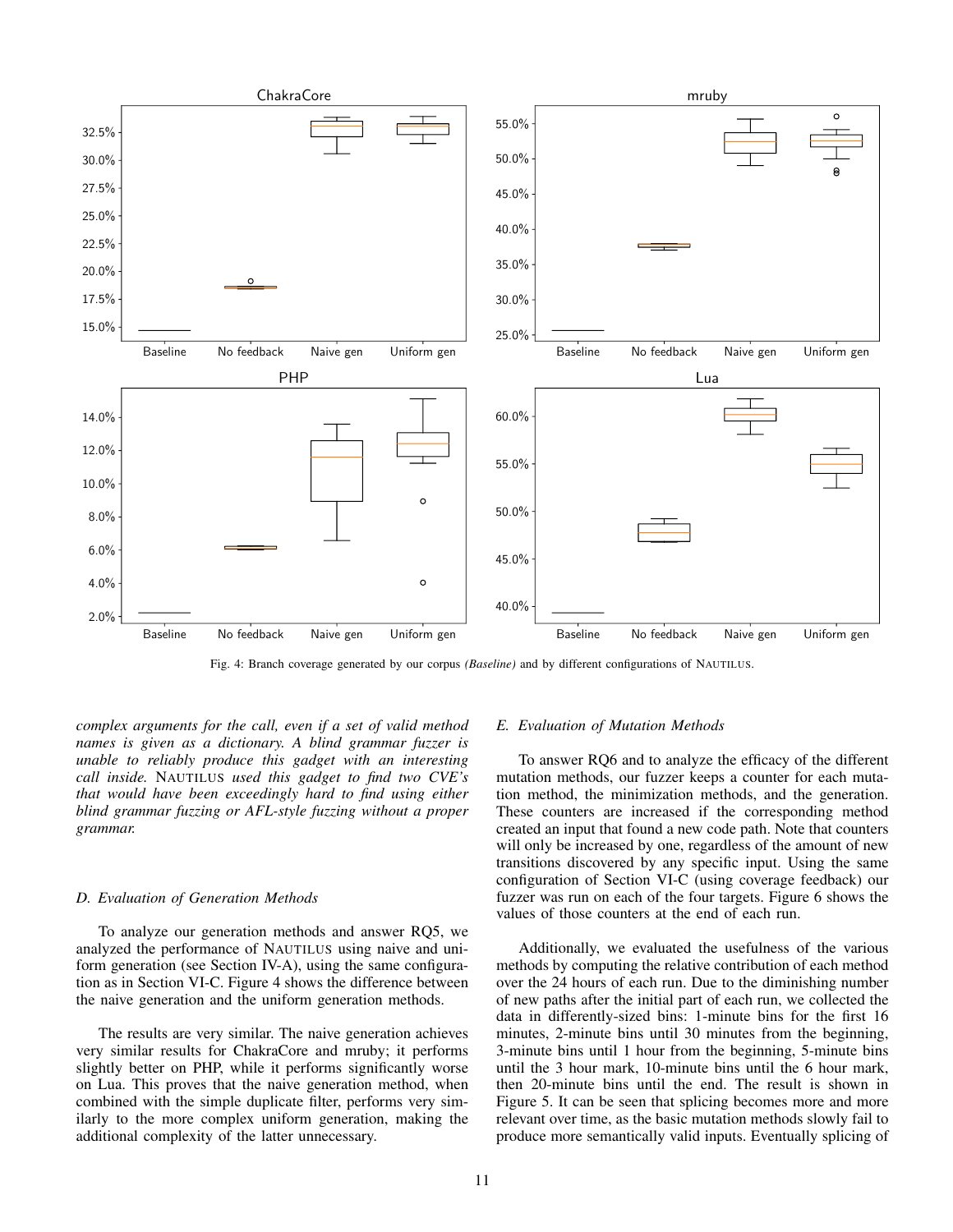Fig. 4: Branch coverage generated by our corpus *(Baseline)* and by different configurations of NAUTILUS.

*complex arguments for the call, even if a set of valid method names is given as a dictionary. A blind grammar fuzzer is unable to reliably produce this gadget with an interesting call inside.* NAUTILUS *used this gadget to find two CVE's that would have been exceedingly hard to find using either blind grammar fuzzing or AFL-style fuzzing without a proper grammar.*

### D. Evaluation of Generation Methods

To analyze our generation methods and answer RQ5, we analyzed the performance of NAUTILUS using naive and uniform generation (see Section IV-A), using the same configuration as in Section VI-C. Figure 4 shows the difference between the naive generation and the uniform generation methods.

The results are very similar. The naive generation achieves very similar results for ChakraCore and mruby; it performs slightly better on PHP, while it performs significantly worse on Lua. This proves that the naive generation method, when combined with the simple duplicate filter, performs very similarly to the more complex uniform generation, making the additional complexity of the latter unnecessary.

### E. Evaluation of Mutation Methods

To answer RQ6 and to analyze the efficacy of the different mutation methods, our fuzzer keeps a counter for each mutation method, the minimization methods, and the generation. These counters are increased if the corresponding method created an input that found a new code path. Note that counters will only be increased by one, regardless of the amount of new transitions discovered by any specific input. Using the same configuration of Section VI-C (using coverage feedback) our fuzzer was run on each of the four targets. Figure 6 shows the values of those counters at the end of each run.

Additionally, we evaluated the usefulness of the various methods by computing the relative contribution of each method over the 24 hours of each run. Due to the diminishing number of new paths after the initial part of each run, we collected the data in differently-sized bins: 1-minute bins for the first 16 minutes, 2-minute bins until 30 minutes from the beginning, 3-minute bins until 1 hour from the beginning, 5-minute bins until the 3 hour mark, 10-minute bins until the 6 hour mark, then 20-minute bins until the end. The result is shown in Figure 5. It can be seen that splicing becomes more and more relevant over time, as the basic mutation methods slowly fail to produce more semantically valid inputs. Eventually splicing of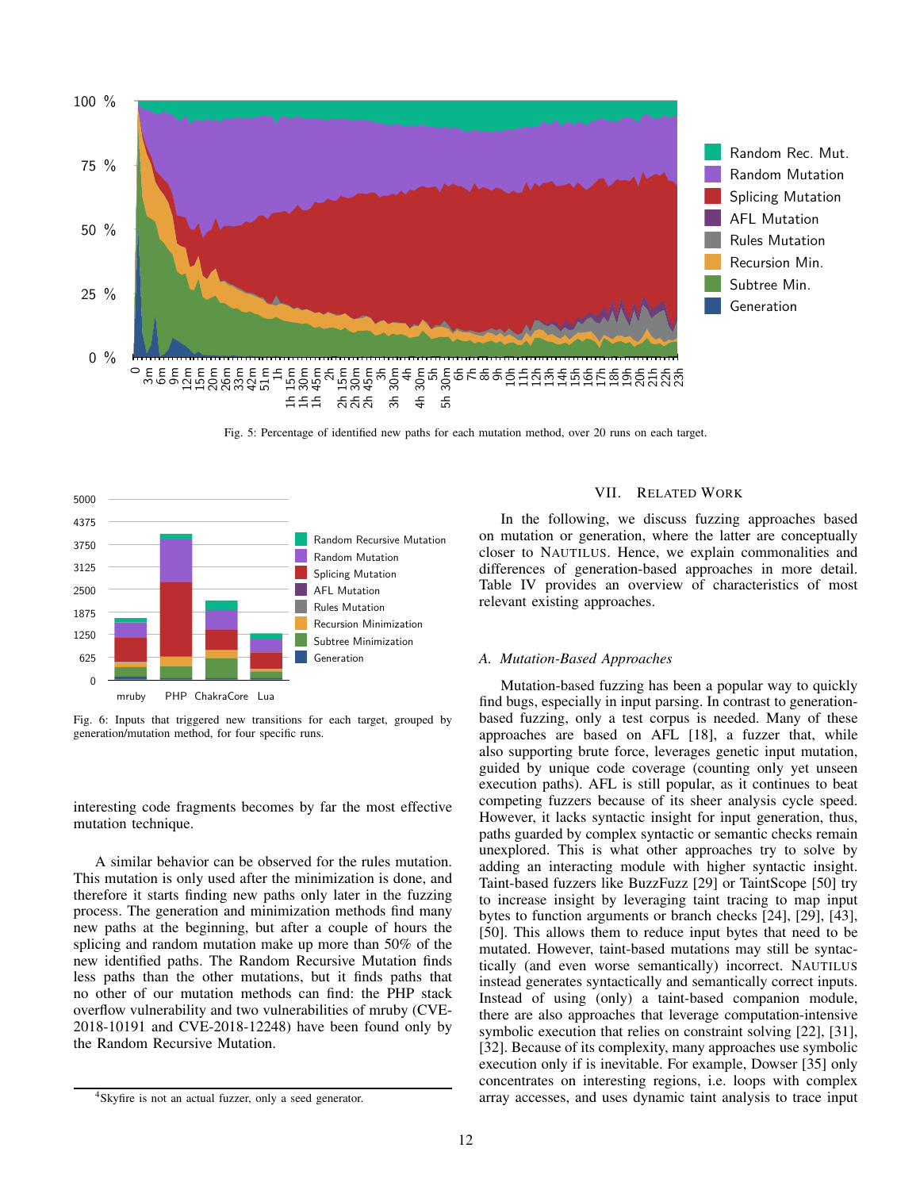Fig. 5: Percentage of identified new paths for each mutation method, over 20 runs on each target.

Fig. 6: Inputs that triggered new transitions for each target, grouped by generation/mutation method, for four specific runs.

interesting code fragments becomes by far the most effective mutation technique.

A similar behavior can be observed for the rules mutation. This mutation is only used after the minimization is done, and therefore it starts finding new paths only later in the fuzzing process. The generation and minimization methods find many new paths at the beginning, but after a couple of hours the splicing and random mutation make up more than 50% of the new identified paths. The Random Recursive Mutation finds less paths than the other mutations, but it finds paths that no other of our mutation methods can find: the PHP stack overflow vulnerability and two vulnerabilities of mruby (CVE-2018-10191 and CVE-2018-12248) have been found only by the Random Recursive Mutation.

[4] Skyfire is not an actual fuzzer, only a seed generator.

## VII. Related Work

In the following, we discuss fuzzing approaches based on mutation or generation, where the latter are conceptually closer to NAUTILUS. Hence, we explain commonalities and differences of generation-based approaches in more detail. Table IV provides an overview of characteristics of most relevant existing approaches.

### A. Mutation-Based Approaches

Mutation-based fuzzing has been a popular way to quickly find bugs, especially in input parsing. In contrast to generation-based fuzzing, only a test corpus is needed. Many of these approaches are based on AFL [18], a fuzzer that, while also supporting brute force, leverages genetic input mutation, guided by unique code coverage (counting only yet unseen execution paths). AFL is still popular, as it continues to beat competing fuzzers because of its sheer analysis cycle speed. However, it lacks syntactic insight for input generation, thus, paths guarded by complex syntactic or semantic checks remain unexplored. This is what other approaches try to solve by adding an interacting module with higher syntactic insight. Taint-based fuzzers like BuzzFuzz [29] or TaintScope [50] try to increase insight by leveraging taint tracing to map input bytes to function arguments or branch checks [24], [29], [43], [50]. This allows them to reduce input bytes that need to be mutated. However, taint-based mutations may still be syntactically (and even worse semantically) incorrect. NAUTILUS instead generates syntactically and semantically correct inputs. Instead of using (only) a taint-based companion module, there are also approaches that leverage computation-intensive symbolic execution that relies on constraint solving [22], [31], [32]. Because of its complexity, many approaches use symbolic execution only if is inevitable. For example, Dowser [35] only concentrates on interesting regions, i.e. loops with complex array accesses, and uses dynamic taint analysis to trace input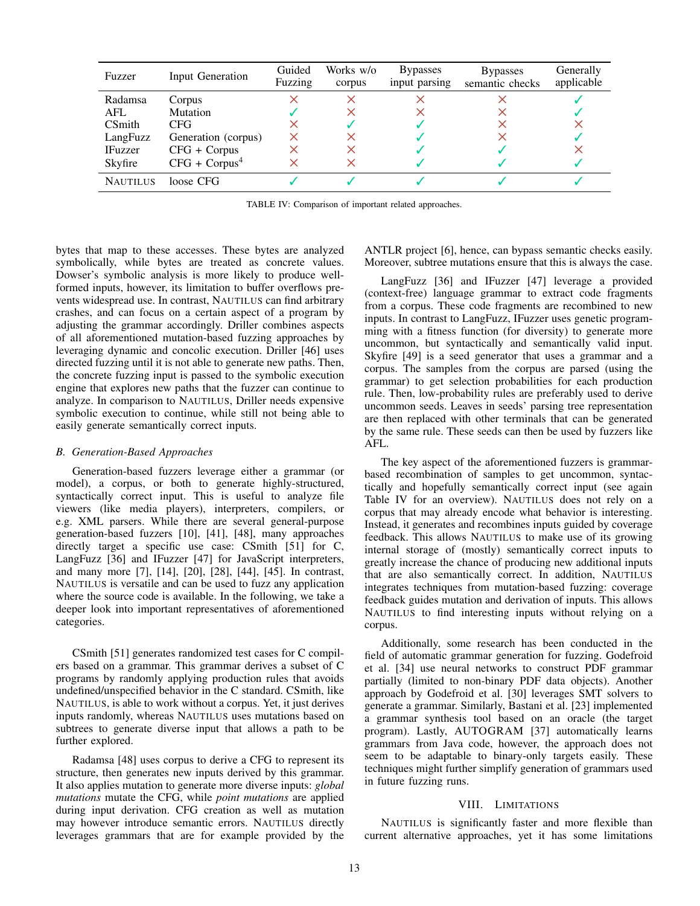| Fuzzer | Input Generation | Guided Fuzzing | Works w/o corpus | Bypasses input parsing | Bypasses semantic checks | Generally applicable |
|---|---|---|---|---|---|---|
| Radamsa | Corpus | ✗ | ✗ | ✗ | ✗ | ✓ |
| AFL | Mutation | ✓ | ✗ | ✗ | ✗ | ✓ |
| CSmith | CFG | ✗ | ✓ | ✓ | ✗ | ✗ |
| LangFuzz | Generation (corpus) | ✗ | ✗ | ✓ | ✗ | ✓ |
| IFuzzer | CFG + Corpus | ✗ | ✗ | ✓ | ✓ | ✗ |
| Skyfire | CFG + Corpus[4] | ✗ | ✗ | ✓ | ✓ | ✓ |
| NAUTILUS | loose CFG | ✓ | ✓ | ✓ | ✓ | ✓ |

TABLE IV: Comparison of important related approaches.

bytes that map to these accesses. These bytes are analyzed symbolically, while bytes are treated as concrete values. Dowser's symbolic analysis is more likely to produce well-formed inputs, however, its limitation to buffer overflows prevents widespread use. In contrast, NAUTILUS can find arbitrary crashes, and can focus on a certain aspect of a program by adjusting the grammar accordingly. Driller combines aspects of all aforementioned mutation-based fuzzing approaches by leveraging dynamic and concolic execution. Driller [46] uses directed fuzzing until it is not able to generate new paths. Then, the concrete fuzzing input is passed to the symbolic execution engine that explores new paths that the fuzzer can continue to analyze. In comparison to NAUTILUS, Driller needs expensive symbolic execution to continue, while still not being able to easily generate semantically correct inputs.

### B. Generation-Based Approaches

Generation-based fuzzers leverage either a grammar (or model), a corpus, or both to generate highly-structured, syntactically correct input. This is useful to analyze file viewers (like media players), interpreters, compilers, or e.g. XML parsers. While there are several general-purpose generation-based fuzzers [10], [41], [48], many approaches directly target a specific use case: CSmith [51] for C, LangFuzz [36] and IFuzzer [47] for JavaScript interpreters, and many more [7], [14], [20], [28], [44], [45]. In contrast, NAUTILUS is versatile and can be used to fuzz any application where the source code is available. In the following, we take a deeper look into important representatives of aforementioned categories.

CSmith [51] generates randomized test cases for C compilers based on a grammar. This grammar derives a subset of C programs by randomly applying production rules that avoids undefined/unspecified behavior in the C standard. CSmith, like NAUTILUS, is able to work without a corpus. Yet, it just derives inputs randomly, whereas NAUTILUS uses mutations based on subtrees to generate diverse input that allows a path to be further explored.

Radamsa [48] uses corpus to derive a CFG to represent its structure, then generates new inputs derived by this grammar. It also applies mutation to generate more diverse inputs: *global mutations* mutate the CFG, while *point mutations* are applied during input derivation. CFG creation as well as mutation may however introduce semantic errors. NAUTILUS directly leverages grammars that are for example provided by the ANTLR project [6], hence, can bypass semantic checks easily. Moreover, subtree mutations ensure that this is always the case.

LangFuzz [36] and IFuzzer [47] leverage a provided (context-free) language grammar to extract code fragments from a corpus. These code fragments are recombined to new inputs. In contrast to LangFuzz, IFuzzer uses genetic programming with a fitness function (for diversity) to generate more uncommon, but syntactically and semantically valid input. Skyfire [49] is a seed generator that uses a grammar and a corpus. The samples from the corpus are parsed (using the grammar) to get selection probabilities for each production rule. Then, low-probability rules are preferably used to derive uncommon seeds. Leaves in seeds' parsing tree representation are then replaced with other terminals that can be generated by the same rule. These seeds can then be used by fuzzers like AFL.

The key aspect of the aforementioned fuzzers is grammar-based recombination of samples to get uncommon, syntactically and hopefully semantically correct input (see again Table IV for an overview). NAUTILUS does not rely on a corpus that may already encode what behavior is interesting. Instead, it generates and recombines inputs guided by coverage feedback. This allows NAUTILUS to make use of its growing internal storage of (mostly) semantically correct inputs to greatly increase the chance of producing new additional inputs that are also semantically correct. In addition, NAUTILUS integrates techniques from mutation-based fuzzing: coverage feedback guides mutation and derivation of inputs. This allows NAUTILUS to find interesting inputs without relying on a corpus.

Additionally, some research has been conducted in the field of automatic grammar generation for fuzzing. Godefroid et al. [34] use neural networks to construct PDF grammar partially (limited to non-binary PDF data objects). Another approach by Godefroid et al. [30] leverages SMT solvers to generate a grammar. Similarly, Bastani et al. [23] implemented a grammar synthesis tool based on an oracle (the target program). Lastly, AUTOGRAM [37] automatically learns grammars from Java code, however, the approach does not seem to be adaptable to binary-only targets easily. These techniques might further simplify generation of grammars used in future fuzzing runs.

## VIII. LIMITATIONS

NAUTILUS is significantly faster and more flexible than current alternative approaches, yet it has some limitations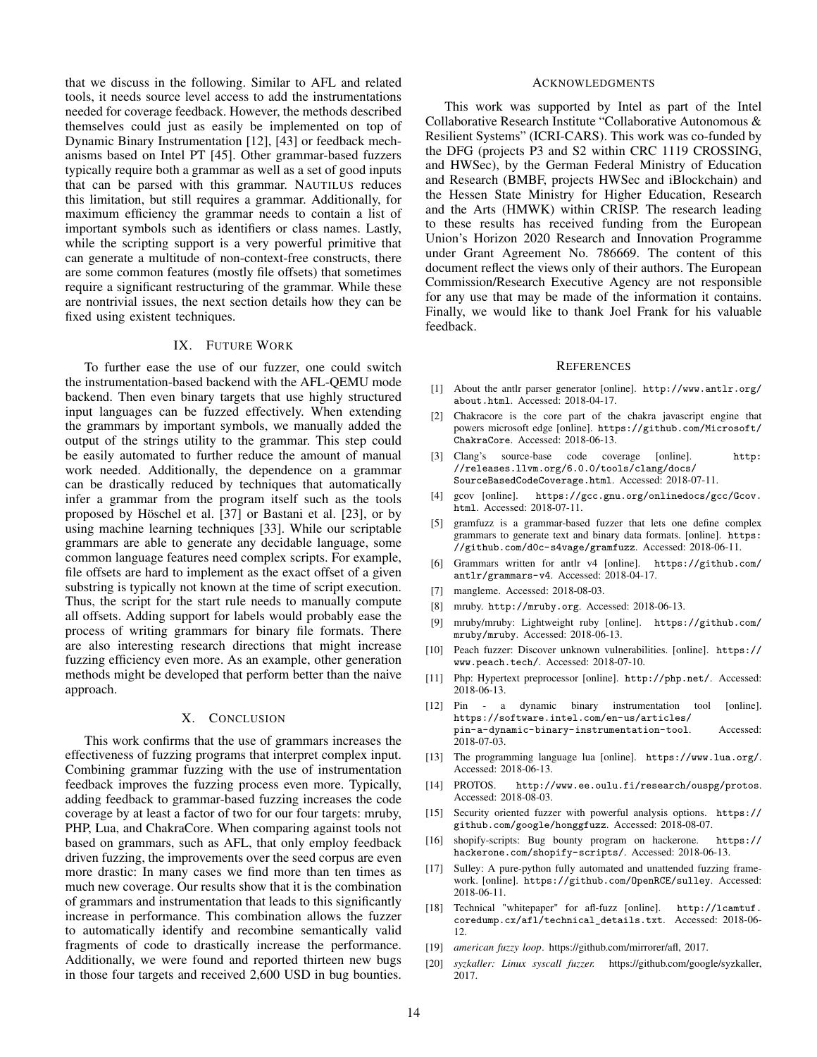that we discuss in the following. Similar to AFL and related tools, it needs source level access to add the instrumentations needed for coverage feedback. However, the methods described themselves could just as easily be implemented on top of Dynamic Binary Instrumentation [12], [43] or feedback mechanisms based on Intel PT [45]. Other grammar-based fuzzers typically require both a grammar as well as a set of good inputs that can be parsed with this grammar. NAUTILUS reduces this limitation, but still requires a grammar. Additionally, for maximum efficiency the grammar needs to contain a list of important symbols such as identifiers or class names. Lastly, while the scripting support is a very powerful primitive that can generate a multitude of non-context-free constructs, there are some common features (mostly file offsets) that sometimes require a significant restructuring of the grammar. While these are nontrivial issues, the next section details how they can be fixed using existent techniques.

## IX. FUTURE WORK

To further ease the use of our fuzzer, one could switch the instrumentation-based backend with the AFL-QEMU mode backend. Then even binary targets that use highly structured input languages can be fuzzed effectively. When extending the grammars by important symbols, we manually added the output of the strings utility to the grammar. This step could be easily automated to further reduce the amount of manual work needed. Additionally, the dependence on a grammar can be drastically reduced by techniques that automatically infer a grammar from the program itself such as the tools proposed by Höschel et al. [37] or Bastani et al. [23], or by using machine learning techniques [33]. While our scriptable grammars are able to generate any decidable language, some common language features need complex scripts. For example, file offsets are hard to implement as the exact offset of a given substring is typically not known at the time of script execution. Thus, the script for the start rule needs to manually compute all offsets. Adding support for labels would probably ease the process of writing grammars for binary file formats. There are also interesting research directions that might increase fuzzing efficiency even more. As an example, other generation methods might be developed that perform better than the naive approach.

## X. CONCLUSION

This work confirms that the use of grammars increases the effectiveness of fuzzing programs that interpret complex input. Combining grammar fuzzing with the use of instrumentation feedback improves the fuzzing process even more. Typically, adding feedback to grammar-based fuzzing increases the code coverage by at least a factor of two for our four targets: mruby, PHP, Lua, and ChakraCore. When comparing against tools not based on grammars, such as AFL, that only employ feedback driven fuzzing, the improvements over the seed corpus are even more drastic: In many cases we find more than ten times as much new coverage. Our results show that it is the combination of grammars and instrumentation that leads to this significantly increase in performance. This combination allows the fuzzer to automatically identify and recombine semantically valid fragments of code to drastically increase the performance. Additionally, we were found and reported thirteen new bugs in those four targets and received 2,600 USD in bug bounties.

## ACKNOWLEDGMENTS

This work was supported by Intel as part of the Intel Collaborative Research Institute "Collaborative Autonomous & Resilient Systems" (ICRI-CARS). This work was co-funded by the DFG (projects P3 and S2 within CRC 1119 CROSSING, and HWSec), by the German Federal Ministry of Education and Research (BMBF, projects HWSec and iBlockchain) and the Hessen State Ministry for Higher Education, Research and the Arts (HMWK) within CRISP. The research leading to these results has received funding from the European Union's Horizon 2020 Research and Innovation Programme under Grant Agreement No. 786669. The content of this document reflect the views only of their authors. The European Commission/Research Executive Agency are not responsible for any use that may be made of the information it contains. Finally, we would like to thank Joel Frank for his valuable feedback.

## REFERENCES

[1] About the antlr parser generator [online]. http://www.antlr.org/about.html. Accessed: 2018-04-17.

[2] Chakracore is the core part of the chakra javascript engine that powers microsoft edge [online]. https://github.com/Microsoft/ChakraCore. Accessed: 2018-06-13.

[3] Clang's source-base code coverage [online]. http://releases.llvm.org/6.0.0/tools/clang/docs/SourceBasedCodeCoverage.html. Accessed: 2018-07-11.

[4] gcov [online]. https://gcc.gnu.org/onlinedocs/gcc/Gcov.html. Accessed: 2018-07-11.

[5] gramfuzz is a grammar-based fuzzer that lets one define complex grammars to generate text and binary data formats. [online]. https://github.com/d0c-s4vage/gramfuzz. Accessed: 2018-06-11.

[6] Grammars written for antlr v4 [online]. https://github.com/antlr/grammars-v4. Accessed: 2018-04-17.

[7] mangleme. Accessed: 2018-08-03.

[8] mruby. http://mruby.org. Accessed: 2018-06-13.

[9] mruby/mruby: Lightweight ruby [online]. https://github.com/mruby/mruby. Accessed: 2018-06-13.

[10] Peach fuzzer: Discover unknown vulnerabilities. [online]. https://www.peach.tech/. Accessed: 2018-07-10.

[11] Php: Hypertext preprocessor [online]. http://php.net/. Accessed: 2018-06-13.

[12] Pin - a dynamic binary instrumentation tool [online]. https://software.intel.com/en-us/articles/pin-a-dynamic-binary-instrumentation-tool. Accessed: 2018-07-03.

[13] The programming language lua [online]. https://www.lua.org/. Accessed: 2018-06-13.

[14] PROTOS. http://www.ee.oulu.fi/research/ouspg/protos. Accessed: 2018-08-03.

[15] Security oriented fuzzer with powerful analysis options. https://github.com/google/honggfuzz. Accessed: 2018-08-07.

[16] shopify-scripts: Bug bounty program on hackerone. https://hackerone.com/shopify-scripts/. Accessed: 2018-06-13.

[17] Sulley: A pure-python fully automated and unattended fuzzing framework. [online]. https://github.com/OpenRCE/sulley. Accessed: 2018-06-11.

[18] Technical "whitepaper" for afl-fuzz [online]. http://lcamtuf.coredump.cx/afl/technical_details.txt. Accessed: 2018-06-12.

[19] *american fuzzy loop*. https://github.com/mirrorer/afl, 2017.

[20] *syzkaller: Linux syscall fuzzer.* https://github.com/google/syzkaller, 2017.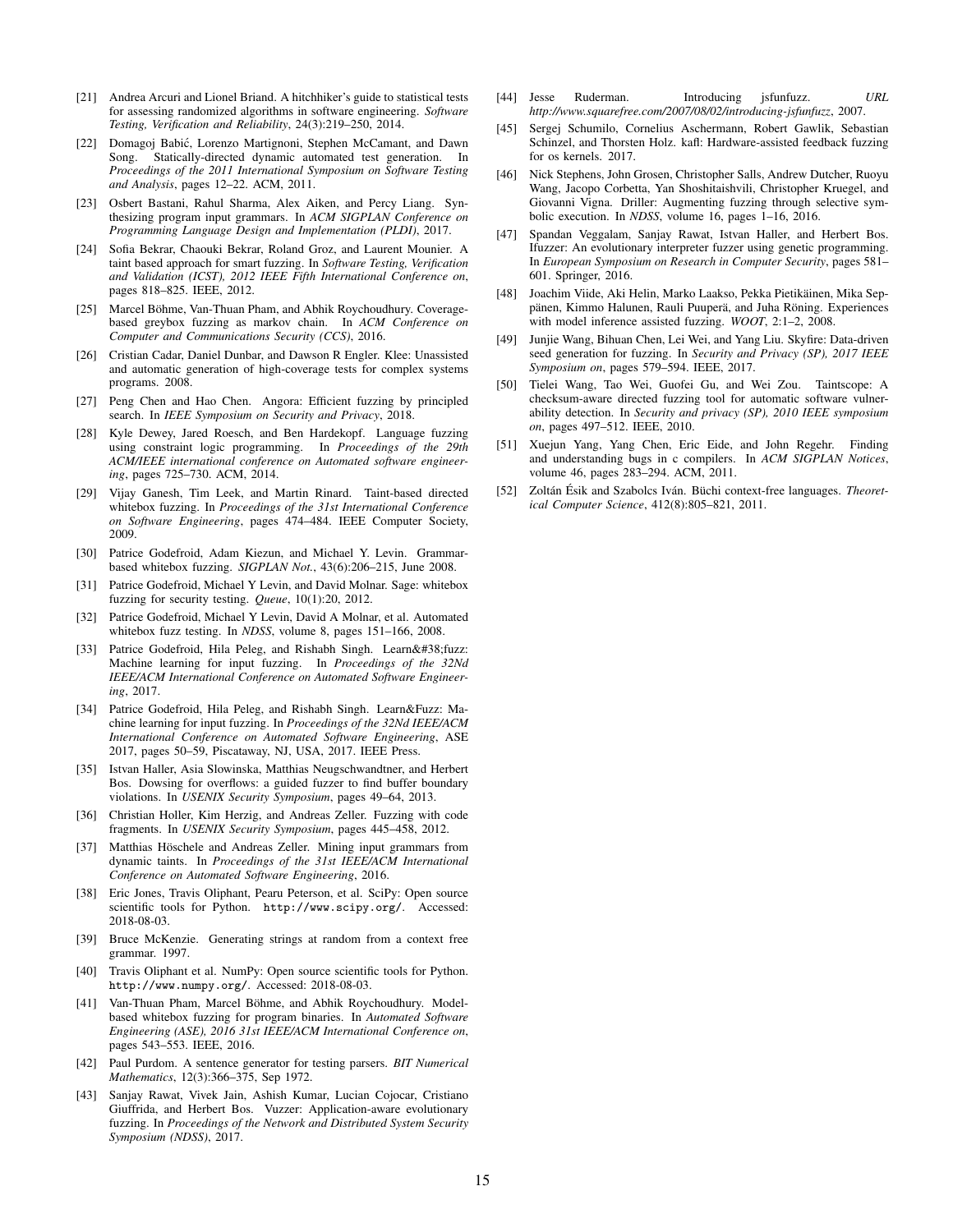[21] Andrea Arcuri and Lionel Briand. A hitchhiker's guide to statistical tests for assessing randomized algorithms in software engineering. *Software Testing, Verification and Reliability*, 24(3):219–250, 2014.

[22] Domagoj Babić, Lorenzo Martignoni, Stephen McCamant, and Dawn Song. Statically-directed dynamic automated test generation. In *Proceedings of the 2011 International Symposium on Software Testing and Analysis*, pages 12–22. ACM, 2011.

[23] Osbert Bastani, Rahul Sharma, Alex Aiken, and Percy Liang. Synthesizing program input grammars. In *ACM SIGPLAN Conference on Programming Language Design and Implementation (PLDI)*, 2017.

[24] Sofia Bekrar, Chaouki Bekrar, Roland Groz, and Laurent Mounier. A taint based approach for smart fuzzing. In *Software Testing, Verification and Validation (ICST), 2012 IEEE Fifth International Conference on*, pages 818–825. IEEE, 2012.

[25] Marcel Böhme, Van-Thuan Pham, and Abhik Roychoudhury. Coverage-based greybox fuzzing as markov chain. In *ACM Conference on Computer and Communications Security (CCS)*, 2016.

[26] Cristian Cadar, Daniel Dunbar, and Dawson R Engler. Klee: Unassisted and automatic generation of high-coverage tests for complex systems programs. 2008.

[27] Peng Chen and Hao Chen. Angora: Efficient fuzzing by principled search. In *IEEE Symposium on Security and Privacy*, 2018.

[28] Kyle Dewey, Jared Roesch, and Ben Hardekopf. Language fuzzing using constraint logic programming. In *Proceedings of the 29th ACM/IEEE international conference on Automated software engineering*, pages 725–730. ACM, 2014.

[29] Vijay Ganesh, Tim Leek, and Martin Rinard. Taint-based directed whitebox fuzzing. In *Proceedings of the 31st International Conference on Software Engineering*, pages 474–484. IEEE Computer Society, 2009.

[30] Patrice Godefroid, Adam Kiezun, and Michael Y. Levin. Grammar-based whitebox fuzzing. *SIGPLAN Not.*, 43(6):206–215, June 2008.

[31] Patrice Godefroid, Michael Y Levin, and David Molnar. Sage: whitebox fuzzing for security testing. *Queue*, 10(1):20, 2012.

[32] Patrice Godefroid, Michael Y Levin, David A Molnar, et al. Automated whitebox fuzz testing. In *NDSS*, volume 8, pages 151–166, 2008.

[33] Patrice Godefroid, Hila Peleg, and Rishabh Singh. Learn&#38;fuzz: Machine learning for input fuzzing. In *Proceedings of the 32Nd IEEE/ACM International Conference on Automated Software Engineering*, 2017.

[34] Patrice Godefroid, Hila Peleg, and Rishabh Singh. Learn&Fuzz: Machine learning for input fuzzing. In *Proceedings of the 32Nd IEEE/ACM International Conference on Automated Software Engineering*, ASE 2017, pages 50–59, Piscataway, NJ, USA, 2017. IEEE Press.

[35] Istvan Haller, Asia Slowinska, Matthias Neugschwandtner, and Herbert Bos. Dowsing for overflows: a guided fuzzer to find buffer boundary violations. In *USENIX Security Symposium*, pages 49–64, 2013.

[36] Christian Holler, Kim Herzig, and Andreas Zeller. Fuzzing with code fragments. In *USENIX Security Symposium*, pages 445–458, 2012.

[37] Matthias Höschele and Andreas Zeller. Mining input grammars from dynamic taints. In *Proceedings of the 31st IEEE/ACM International Conference on Automated Software Engineering*, 2016.

[38] Eric Jones, Travis Oliphant, Pearu Peterson, et al. SciPy: Open source scientific tools for Python. `http://www.scipy.org/`. Accessed: 2018-08-03.

[39] Bruce McKenzie. Generating strings at random from a context free grammar. 1997.

[40] Travis Oliphant et al. NumPy: Open source scientific tools for Python. `http://www.numpy.org/`. Accessed: 2018-08-03.

[41] Van-Thuan Pham, Marcel Böhme, and Abhik Roychoudhury. Model-based whitebox fuzzing for program binaries. In *Automated Software Engineering (ASE), 2016 31st IEEE/ACM International Conference on*, pages 543–553. IEEE, 2016.

[42] Paul Purdom. A sentence generator for testing parsers. *BIT Numerical Mathematics*, 12(3):366–375, Sep 1972.

[43] Sanjay Rawat, Vivek Jain, Ashish Kumar, Lucian Cojocar, Cristiano Giuffrida, and Herbert Bos. Vuzzer: Application-aware evolutionary fuzzing. In *Proceedings of the Network and Distributed System Security Symposium (NDSS)*, 2017.

[44] Jesse Ruderman. Introducing jsfunfuzz. *URL http://www.squarefree.com/2007/08/02/introducing-jsfunfuzz*, 2007.

[45] Sergej Schumilo, Cornelius Aschermann, Robert Gawlik, Sebastian Schinzel, and Thorsten Holz. kafl: Hardware-assisted feedback fuzzing for os kernels. 2017.

[46] Nick Stephens, John Grosen, Christopher Salls, Andrew Dutcher, Ruoyu Wang, Jacopo Corbetta, Yan Shoshitaishvili, Christopher Kruegel, and Giovanni Vigna. Driller: Augmenting fuzzing through selective symbolic execution. In *NDSS*, volume 16, pages 1–16, 2016.

[47] Spandan Veggalam, Sanjay Rawat, Istvan Haller, and Herbert Bos. Ifuzzer: An evolutionary interpreter fuzzer using genetic programming. In *European Symposium on Research in Computer Security*, pages 581–601. Springer, 2016.

[48] Joachim Viide, Aki Helin, Marko Laakso, Pekka Pietikäinen, Mika Seppänen, Kimmo Halunen, Rauli Puuperä, and Juha Röning. Experiences with model inference assisted fuzzing. *WOOT*, 2:1–2, 2008.

[49] Junjie Wang, Bihuan Chen, Lei Wei, and Yang Liu. Skyfire: Data-driven seed generation for fuzzing. In *Security and Privacy (SP), 2017 IEEE Symposium on*, pages 579–594. IEEE, 2017.

[50] Tielei Wang, Tao Wei, Guofei Gu, and Wei Zou. Taintscope: A checksum-aware directed fuzzing tool for automatic software vulnerability detection. In *Security and privacy (SP), 2010 IEEE symposium on*, pages 497–512. IEEE, 2010.

[51] Xuejun Yang, Yang Chen, Eric Eide, and John Regehr. Finding and understanding bugs in c compilers. In *ACM SIGPLAN Notices*, volume 46, pages 283–294. ACM, 2011.

[52] Zoltán Ésik and Szabolcs Iván. Büchi context-free languages. *Theoretical Computer Science*, 412(8):805–821, 2011.